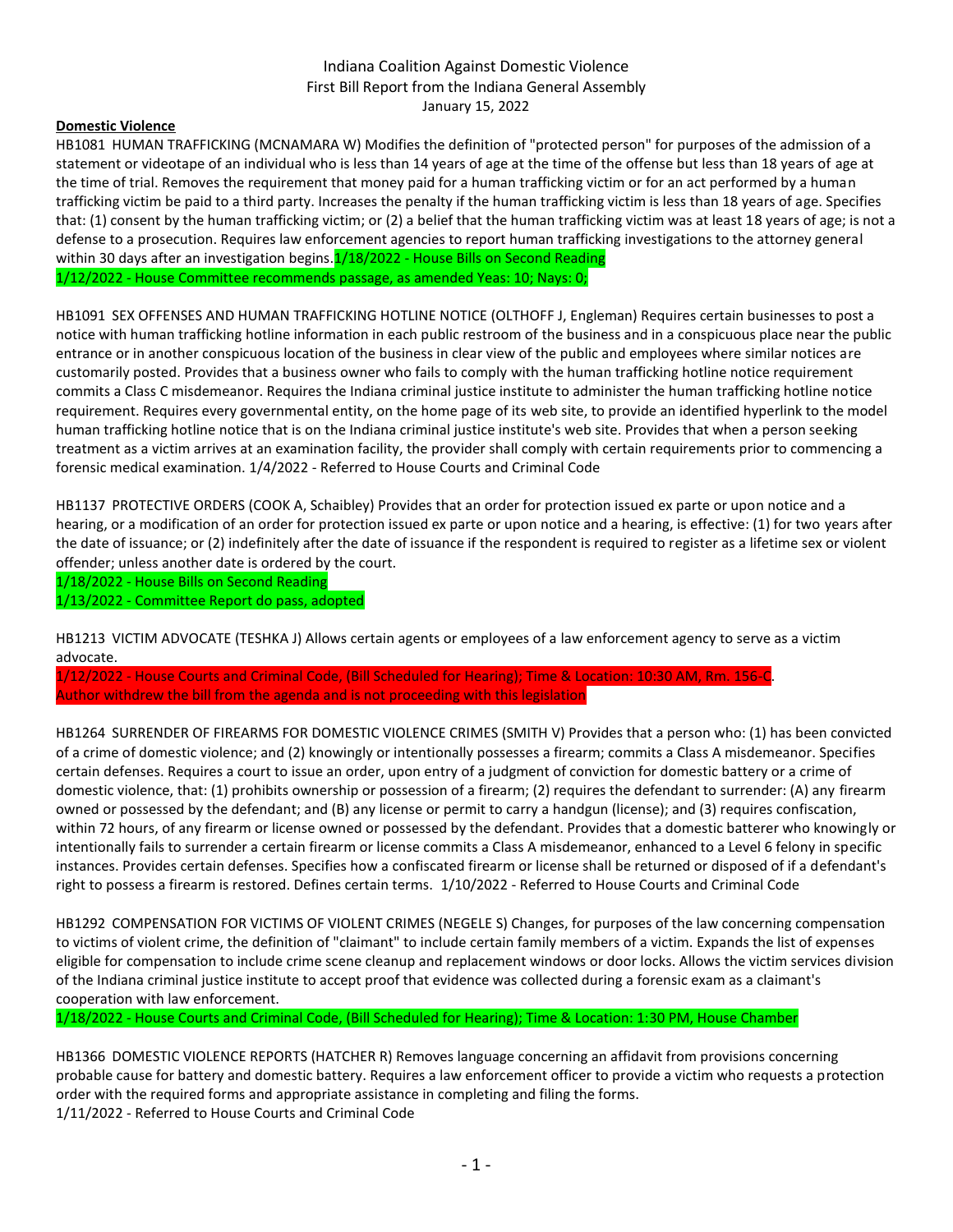Indiana Coalition Against Domestic Violence
First Bill Report from the Indiana General Assembly
January 15, 2022

**Domestic Violence**

HB1081 HUMAN TRAFFICKING (MCNAMARA W) Modifies the definition of "protected person" for purposes of the admission of a statement or videotape of an individual who is less than 14 years of age at the time of the offense but less than 18 years of age at the time of trial. Removes the requirement that money paid for a human trafficking victim or for an act performed by a human trafficking victim be paid to a third party. Increases the penalty if the human trafficking victim is less than 18 years of age. Specifies that: (1) consent by the human trafficking victim; or (2) a belief that the human trafficking victim was at least 18 years of age; is not a defense to a prosecution. Requires law enforcement agencies to report human trafficking investigations to the attorney general within 30 days after an investigation begins. 1/18/2022 - House Bills on Second Reading
1/12/2022 - House Committee recommends passage, as amended Yeas: 10; Nays: 0;

HB1091 SEX OFFENSES AND HUMAN TRAFFICKING HOTLINE NOTICE (OLTHOFF J, Engleman) Requires certain businesses to post a notice with human trafficking hotline information in each public restroom of the business and in a conspicuous place near the public entrance or in another conspicuous location of the business in clear view of the public and employees where similar notices are customarily posted. Provides that a business owner who fails to comply with the human trafficking hotline notice requirement commits a Class C misdemeanor. Requires the Indiana criminal justice institute to administer the human trafficking hotline notice requirement. Requires every governmental entity, on the home page of its web site, to provide an identified hyperlink to the model human trafficking hotline notice that is on the Indiana criminal justice institute's web site. Provides that when a person seeking treatment as a victim arrives at an examination facility, the provider shall comply with certain requirements prior to commencing a forensic medical examination. 1/4/2022 - Referred to House Courts and Criminal Code

HB1137 PROTECTIVE ORDERS (COOK A, Schaibley) Provides that an order for protection issued ex parte or upon notice and a hearing, or a modification of an order for protection issued ex parte or upon notice and a hearing, is effective: (1) for two years after the date of issuance; or (2) indefinitely after the date of issuance if the respondent is required to register as a lifetime sex or violent offender; unless another date is ordered by the court.
1/18/2022 - House Bills on Second Reading
1/13/2022 - Committee Report do pass, adopted

HB1213 VICTIM ADVOCATE (TESHKA J) Allows certain agents or employees of a law enforcement agency to serve as a victim advocate.
1/12/2022 - House Courts and Criminal Code, (Bill Scheduled for Hearing); Time & Location: 10:30 AM, Rm. 156-C.
Author withdrew the bill from the agenda and is not proceeding with this legislation

HB1264 SURRENDER OF FIREARMS FOR DOMESTIC VIOLENCE CRIMES (SMITH V) Provides that a person who: (1) has been convicted of a crime of domestic violence; and (2) knowingly or intentionally possesses a firearm; commits a Class A misdemeanor. Specifies certain defenses. Requires a court to issue an order, upon entry of a judgment of conviction for domestic battery or a crime of domestic violence, that: (1) prohibits ownership or possession of a firearm; (2) requires the defendant to surrender: (A) any firearm owned or possessed by the defendant; and (B) any license or permit to carry a handgun (license); and (3) requires confiscation, within 72 hours, of any firearm or license owned or possessed by the defendant. Provides that a domestic batterer who knowingly or intentionally fails to surrender a certain firearm or license commits a Class A misdemeanor, enhanced to a Level 6 felony in specific instances. Provides certain defenses. Specifies how a confiscated firearm or license shall be returned or disposed of if a defendant's right to possess a firearm is restored. Defines certain terms. 1/10/2022 - Referred to House Courts and Criminal Code

HB1292 COMPENSATION FOR VICTIMS OF VIOLENT CRIMES (NEGELE S) Changes, for purposes of the law concerning compensation to victims of violent crime, the definition of "claimant" to include certain family members of a victim. Expands the list of expenses eligible for compensation to include crime scene cleanup and replacement windows or door locks. Allows the victim services division of the Indiana criminal justice institute to accept proof that evidence was collected during a forensic exam as a claimant's cooperation with law enforcement.
1/18/2022 - House Courts and Criminal Code, (Bill Scheduled for Hearing); Time & Location: 1:30 PM, House Chamber

HB1366 DOMESTIC VIOLENCE REPORTS (HATCHER R) Removes language concerning an affidavit from provisions concerning probable cause for battery and domestic battery. Requires a law enforcement officer to provide a victim who requests a protection order with the required forms and appropriate assistance in completing and filing the forms.
1/11/2022 - Referred to House Courts and Criminal Code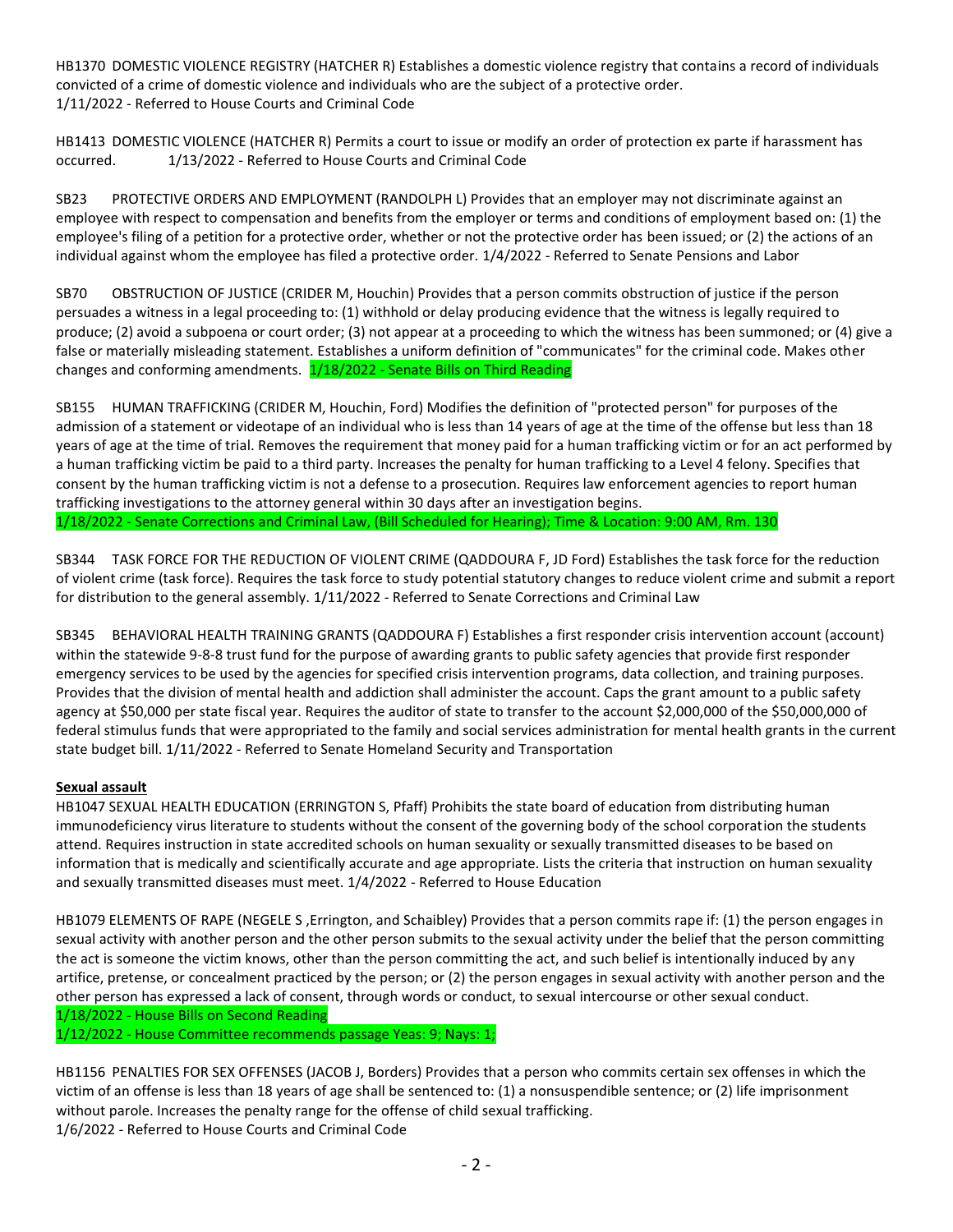HB1370 DOMESTIC VIOLENCE REGISTRY (HATCHER R) Establishes a domestic violence registry that contains a record of individuals convicted of a crime of domestic violence and individuals who are the subject of a protective order.
1/11/2022 - Referred to House Courts and Criminal Code

HB1413 DOMESTIC VIOLENCE (HATCHER R) Permits a court to issue or modify an order of protection ex parte if harassment has occurred. 1/13/2022 - Referred to House Courts and Criminal Code

SB23 PROTECTIVE ORDERS AND EMPLOYMENT (RANDOLPH L) Provides that an employer may not discriminate against an employee with respect to compensation and benefits from the employer or terms and conditions of employment based on: (1) the employee's filing of a petition for a protective order, whether or not the protective order has been issued; or (2) the actions of an individual against whom the employee has filed a protective order. 1/4/2022 - Referred to Senate Pensions and Labor

SB70 OBSTRUCTION OF JUSTICE (CRIDER M, Houchin) Provides that a person commits obstruction of justice if the person persuades a witness in a legal proceeding to: (1) withhold or delay producing evidence that the witness is legally required to produce; (2) avoid a subpoena or court order; (3) not appear at a proceeding to which the witness has been summoned; or (4) give a false or materially misleading statement. Establishes a uniform definition of "communicates" for the criminal code. Makes other changes and conforming amendments. 1/18/2022 - Senate Bills on Third Reading

SB155 HUMAN TRAFFICKING (CRIDER M, Houchin, Ford) Modifies the definition of "protected person" for purposes of the admission of a statement or videotape of an individual who is less than 14 years of age at the time of the offense but less than 18 years of age at the time of trial. Removes the requirement that money paid for a human trafficking victim or for an act performed by a human trafficking victim be paid to a third party. Increases the penalty for human trafficking to a Level 4 felony. Specifies that consent by the human trafficking victim is not a defense to a prosecution. Requires law enforcement agencies to report human trafficking investigations to the attorney general within 30 days after an investigation begins.
1/18/2022 - Senate Corrections and Criminal Law, (Bill Scheduled for Hearing); Time & Location: 9:00 AM, Rm. 130

SB344 TASK FORCE FOR THE REDUCTION OF VIOLENT CRIME (QADDOURA F, JD Ford) Establishes the task force for the reduction of violent crime (task force). Requires the task force to study potential statutory changes to reduce violent crime and submit a report for distribution to the general assembly. 1/11/2022 - Referred to Senate Corrections and Criminal Law

SB345 BEHAVIORAL HEALTH TRAINING GRANTS (QADDOURA F) Establishes a first responder crisis intervention account (account) within the statewide 9-8-8 trust fund for the purpose of awarding grants to public safety agencies that provide first responder emergency services to be used by the agencies for specified crisis intervention programs, data collection, and training purposes. Provides that the division of mental health and addiction shall administer the account. Caps the grant amount to a public safety agency at $50,000 per state fiscal year. Requires the auditor of state to transfer to the account $2,000,000 of the $50,000,000 of federal stimulus funds that were appropriated to the family and social services administration for mental health grants in the current state budget bill. 1/11/2022 - Referred to Senate Homeland Security and Transportation

**Sexual assault**

HB1047 SEXUAL HEALTH EDUCATION (ERRINGTON S, Pfaff) Prohibits the state board of education from distributing human immunodeficiency virus literature to students without the consent of the governing body of the school corporation the students attend. Requires instruction in state accredited schools on human sexuality or sexually transmitted diseases to be based on information that is medically and scientifically accurate and age appropriate. Lists the criteria that instruction on human sexuality and sexually transmitted diseases must meet. 1/4/2022 - Referred to House Education

HB1079 ELEMENTS OF RAPE (NEGELE S ,Errington, and Schaibley) Provides that a person commits rape if: (1) the person engages in sexual activity with another person and the other person submits to the sexual activity under the belief that the person committing the act is someone the victim knows, other than the person committing the act, and such belief is intentionally induced by any artifice, pretense, or concealment practiced by the person; or (2) the person engages in sexual activity with another person and the other person has expressed a lack of consent, through words or conduct, to sexual intercourse or other sexual conduct.
1/18/2022 - House Bills on Second Reading
1/12/2022 - House Committee recommends passage Yeas: 9; Nays: 1;

HB1156 PENALTIES FOR SEX OFFENSES (JACOB J, Borders) Provides that a person who commits certain sex offenses in which the victim of an offense is less than 18 years of age shall be sentenced to: (1) a nonsuspendible sentence; or (2) life imprisonment without parole. Increases the penalty range for the offense of child sexual trafficking.
1/6/2022 - Referred to House Courts and Criminal Code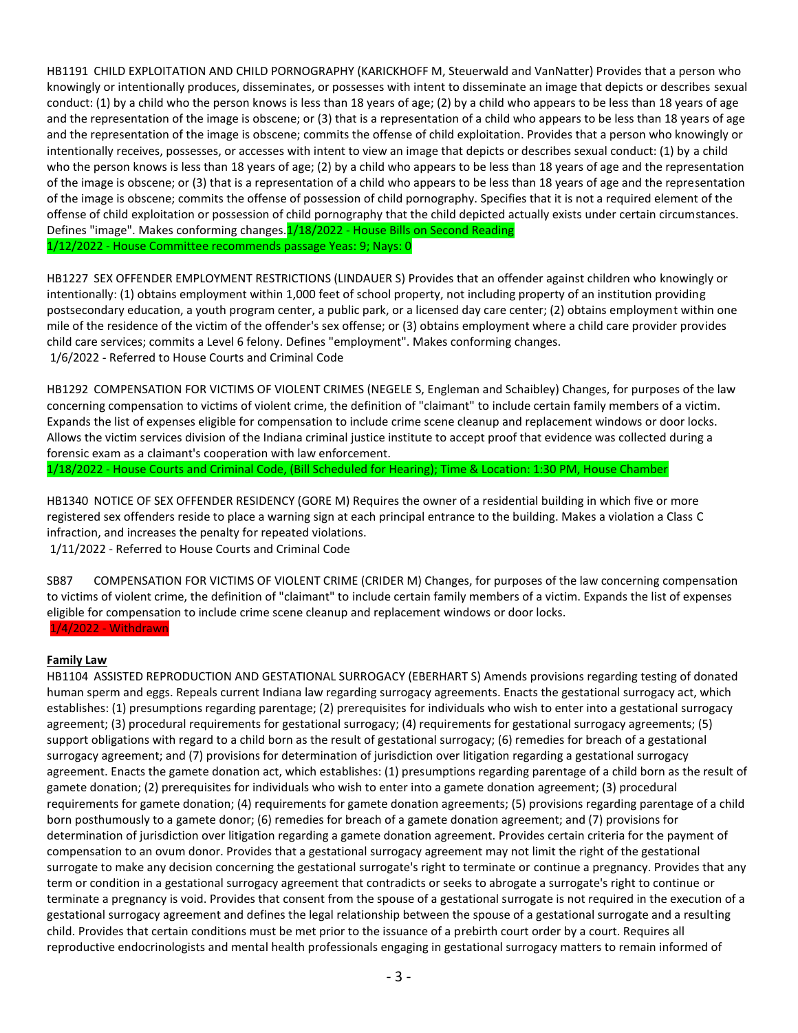HB1191 CHILD EXPLOITATION AND CHILD PORNOGRAPHY (KARICKHOFF M, Steuerwald and VanNatter) Provides that a person who knowingly or intentionally produces, disseminates, or possesses with intent to disseminate an image that depicts or describes sexual conduct: (1) by a child who the person knows is less than 18 years of age; (2) by a child who appears to be less than 18 years of age and the representation of the image is obscene; or (3) that is a representation of a child who appears to be less than 18 years of age and the representation of the image is obscene; commits the offense of child exploitation. Provides that a person who knowingly or intentionally receives, possesses, or accesses with intent to view an image that depicts or describes sexual conduct: (1) by a child who the person knows is less than 18 years of age; (2) by a child who appears to be less than 18 years of age and the representation of the image is obscene; or (3) that is a representation of a child who appears to be less than 18 years of age and the representation of the image is obscene; commits the offense of possession of child pornography. Specifies that it is not a required element of the offense of child exploitation or possession of child pornography that the child depicted actually exists under certain circumstances. Defines "image". Makes conforming changes. 1/18/2022 - House Bills on Second Reading
1/12/2022 - House Committee recommends passage Yeas: 9; Nays: 0

HB1227 SEX OFFENDER EMPLOYMENT RESTRICTIONS (LINDAUER S) Provides that an offender against children who knowingly or intentionally: (1) obtains employment within 1,000 feet of school property, not including property of an institution providing postsecondary education, a youth program center, a public park, or a licensed day care center; (2) obtains employment within one mile of the residence of the victim of the offender's sex offense; or (3) obtains employment where a child care provider provides child care services; commits a Level 6 felony. Defines "employment". Makes conforming changes.
1/6/2022 - Referred to House Courts and Criminal Code

HB1292 COMPENSATION FOR VICTIMS OF VIOLENT CRIMES (NEGELE S, Engleman and Schaibley) Changes, for purposes of the law concerning compensation to victims of violent crime, the definition of "claimant" to include certain family members of a victim. Expands the list of expenses eligible for compensation to include crime scene cleanup and replacement windows or door locks. Allows the victim services division of the Indiana criminal justice institute to accept proof that evidence was collected during a forensic exam as a claimant's cooperation with law enforcement.
1/18/2022 - House Courts and Criminal Code, (Bill Scheduled for Hearing); Time & Location: 1:30 PM, House Chamber

HB1340 NOTICE OF SEX OFFENDER RESIDENCY (GORE M) Requires the owner of a residential building in which five or more registered sex offenders reside to place a warning sign at each principal entrance to the building. Makes a violation a Class C infraction, and increases the penalty for repeated violations.
1/11/2022 - Referred to House Courts and Criminal Code

SB87 COMPENSATION FOR VICTIMS OF VIOLENT CRIME (CRIDER M) Changes, for purposes of the law concerning compensation to victims of violent crime, the definition of "claimant" to include certain family members of a victim. Expands the list of expenses eligible for compensation to include crime scene cleanup and replacement windows or door locks.
1/4/2022 - Withdrawn

**Family Law**

HB1104 ASSISTED REPRODUCTION AND GESTATIONAL SURROGACY (EBERHART S) Amends provisions regarding testing of donated human sperm and eggs. Repeals current Indiana law regarding surrogacy agreements. Enacts the gestational surrogacy act, which establishes: (1) presumptions regarding parentage; (2) prerequisites for individuals who wish to enter into a gestational surrogacy agreement; (3) procedural requirements for gestational surrogacy; (4) requirements for gestational surrogacy agreements; (5) support obligations with regard to a child born as the result of gestational surrogacy; (6) remedies for breach of a gestational surrogacy agreement; and (7) provisions for determination of jurisdiction over litigation regarding a gestational surrogacy agreement. Enacts the gamete donation act, which establishes: (1) presumptions regarding parentage of a child born as the result of gamete donation; (2) prerequisites for individuals who wish to enter into a gamete donation agreement; (3) procedural requirements for gamete donation; (4) requirements for gamete donation agreements; (5) provisions regarding parentage of a child born posthumously to a gamete donor; (6) remedies for breach of a gamete donation agreement; and (7) provisions for determination of jurisdiction over litigation regarding a gamete donation agreement. Provides certain criteria for the payment of compensation to an ovum donor. Provides that a gestational surrogacy agreement may not limit the right of the gestational surrogate to make any decision concerning the gestational surrogate's right to terminate or continue a pregnancy. Provides that any term or condition in a gestational surrogacy agreement that contradicts or seeks to abrogate a surrogate's right to continue or terminate a pregnancy is void. Provides that consent from the spouse of a gestational surrogate is not required in the execution of a gestational surrogacy agreement and defines the legal relationship between the spouse of a gestational surrogate and a resulting child. Provides that certain conditions must be met prior to the issuance of a prebirth court order by a court. Requires all reproductive endocrinologists and mental health professionals engaging in gestational surrogacy matters to remain informed of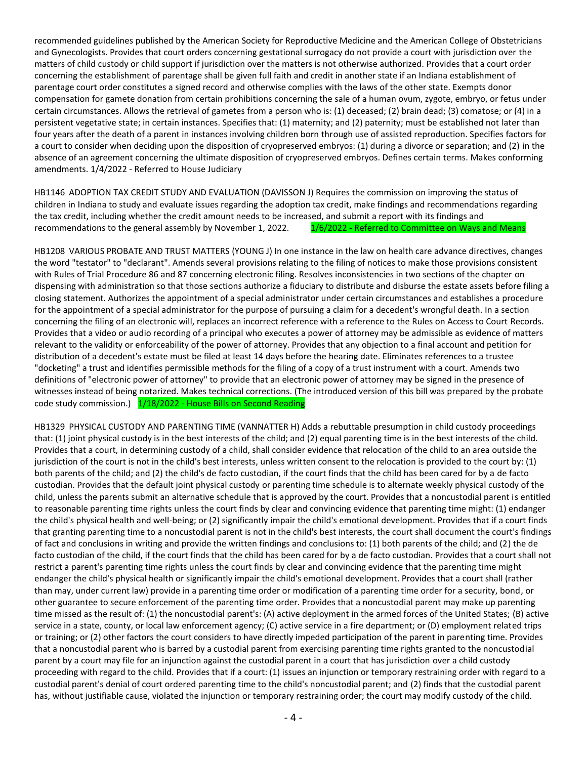recommended guidelines published by the American Society for Reproductive Medicine and the American College of Obstetricians and Gynecologists. Provides that court orders concerning gestational surrogacy do not provide a court with jurisdiction over the matters of child custody or child support if jurisdiction over the matters is not otherwise authorized. Provides that a court order concerning the establishment of parentage shall be given full faith and credit in another state if an Indiana establishment of parentage court order constitutes a signed record and otherwise complies with the laws of the other state. Exempts donor compensation for gamete donation from certain prohibitions concerning the sale of a human ovum, zygote, embryo, or fetus under certain circumstances. Allows the retrieval of gametes from a person who is: (1) deceased; (2) brain dead; (3) comatose; or (4) in a persistent vegetative state; in certain instances. Specifies that: (1) maternity; and (2) paternity; must be established not later than four years after the death of a parent in instances involving children born through use of assisted reproduction. Specifies factors for a court to consider when deciding upon the disposition of cryopreserved embryos: (1) during a divorce or separation; and (2) in the absence of an agreement concerning the ultimate disposition of cryopreserved embryos. Defines certain terms. Makes conforming amendments. 1/4/2022 - Referred to House Judiciary

HB1146 ADOPTION TAX CREDIT STUDY AND EVALUATION (DAVISSON J) Requires the commission on improving the status of children in Indiana to study and evaluate issues regarding the adoption tax credit, make findings and recommendations regarding the tax credit, including whether the credit amount needs to be increased, and submit a report with its findings and recommendations to the general assembly by November 1, 2022. 1/6/2022 - Referred to Committee on Ways and Means

HB1208 VARIOUS PROBATE AND TRUST MATTERS (YOUNG J) In one instance in the law on health care advance directives, changes the word "testator" to "declarant". Amends several provisions relating to the filing of notices to make those provisions consistent with Rules of Trial Procedure 86 and 87 concerning electronic filing. Resolves inconsistencies in two sections of the chapter on dispensing with administration so that those sections authorize a fiduciary to distribute and disburse the estate assets before filing a closing statement. Authorizes the appointment of a special administrator under certain circumstances and establishes a procedure for the appointment of a special administrator for the purpose of pursuing a claim for a decedent's wrongful death. In a section concerning the filing of an electronic will, replaces an incorrect reference with a reference to the Rules on Access to Court Records. Provides that a video or audio recording of a principal who executes a power of attorney may be admissible as evidence of matters relevant to the validity or enforceability of the power of attorney. Provides that any objection to a final account and petition for distribution of a decedent's estate must be filed at least 14 days before the hearing date. Eliminates references to a trustee "docketing" a trust and identifies permissible methods for the filing of a copy of a trust instrument with a court. Amends two definitions of "electronic power of attorney" to provide that an electronic power of attorney may be signed in the presence of witnesses instead of being notarized. Makes technical corrections. (The introduced version of this bill was prepared by the probate code study commission.) 1/18/2022 - House Bills on Second Reading

HB1329 PHYSICAL CUSTODY AND PARENTING TIME (VANNATTER H) Adds a rebuttable presumption in child custody proceedings that: (1) joint physical custody is in the best interests of the child; and (2) equal parenting time is in the best interests of the child. Provides that a court, in determining custody of a child, shall consider evidence that relocation of the child to an area outside the jurisdiction of the court is not in the child's best interests, unless written consent to the relocation is provided to the court by: (1) both parents of the child; and (2) the child's de facto custodian, if the court finds that the child has been cared for by a de facto custodian. Provides that the default joint physical custody or parenting time schedule is to alternate weekly physical custody of the child, unless the parents submit an alternative schedule that is approved by the court. Provides that a noncustodial parent is entitled to reasonable parenting time rights unless the court finds by clear and convincing evidence that parenting time might: (1) endanger the child's physical health and well-being; or (2) significantly impair the child's emotional development. Provides that if a court finds that granting parenting time to a noncustodial parent is not in the child's best interests, the court shall document the court's findings of fact and conclusions in writing and provide the written findings and conclusions to: (1) both parents of the child; and (2) the de facto custodian of the child, if the court finds that the child has been cared for by a de facto custodian. Provides that a court shall not restrict a parent's parenting time rights unless the court finds by clear and convincing evidence that the parenting time might endanger the child's physical health or significantly impair the child's emotional development. Provides that a court shall (rather than may, under current law) provide in a parenting time order or modification of a parenting time order for a security, bond, or other guarantee to secure enforcement of the parenting time order. Provides that a noncustodial parent may make up parenting time missed as the result of: (1) the noncustodial parent's: (A) active deployment in the armed forces of the United States; (B) active service in a state, county, or local law enforcement agency; (C) active service in a fire department; or (D) employment related trips or training; or (2) other factors the court considers to have directly impeded participation of the parent in parenting time. Provides that a noncustodial parent who is barred by a custodial parent from exercising parenting time rights granted to the noncustodial parent by a court may file for an injunction against the custodial parent in a court that has jurisdiction over a child custody proceeding with regard to the child. Provides that if a court: (1) issues an injunction or temporary restraining order with regard to a custodial parent's denial of court ordered parenting time to the child's noncustodial parent; and (2) finds that the custodial parent has, without justifiable cause, violated the injunction or temporary restraining order; the court may modify custody of the child.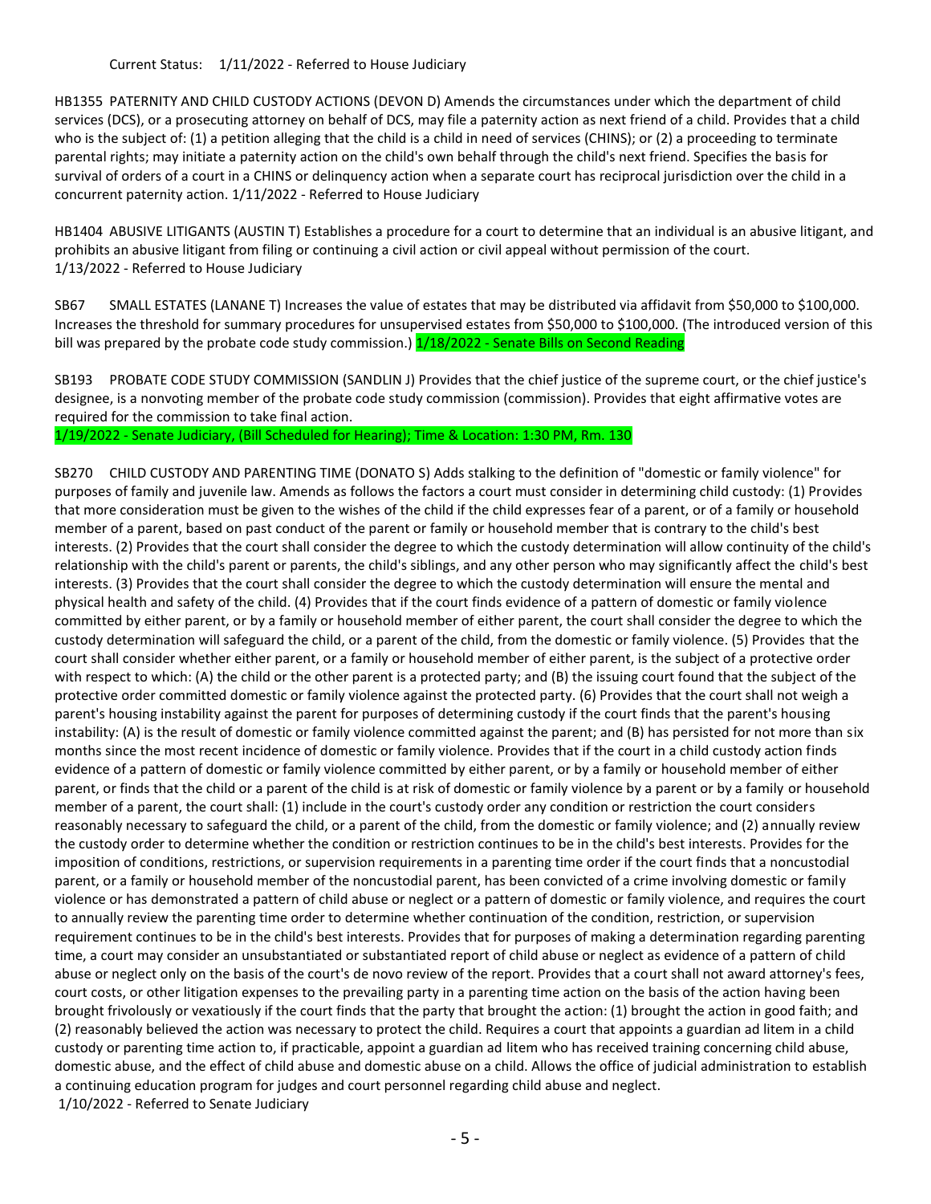Current Status: 1/11/2022 - Referred to House Judiciary

HB1355 PATERNITY AND CHILD CUSTODY ACTIONS (DEVON D) Amends the circumstances under which the department of child services (DCS), or a prosecuting attorney on behalf of DCS, may file a paternity action as next friend of a child. Provides that a child who is the subject of: (1) a petition alleging that the child is a child in need of services (CHINS); or (2) a proceeding to terminate parental rights; may initiate a paternity action on the child's own behalf through the child's next friend. Specifies the basis for survival of orders of a court in a CHINS or delinquency action when a separate court has reciprocal jurisdiction over the child in a concurrent paternity action. 1/11/2022 - Referred to House Judiciary

HB1404 ABUSIVE LITIGANTS (AUSTIN T) Establishes a procedure for a court to determine that an individual is an abusive litigant, and prohibits an abusive litigant from filing or continuing a civil action or civil appeal without permission of the court. 1/13/2022 - Referred to House Judiciary

SB67 SMALL ESTATES (LANANE T) Increases the value of estates that may be distributed via affidavit from $50,000 to $100,000. Increases the threshold for summary procedures for unsupervised estates from $50,000 to $100,000. (The introduced version of this bill was prepared by the probate code study commission.) 1/18/2022 - Senate Bills on Second Reading

SB193 PROBATE CODE STUDY COMMISSION (SANDLIN J) Provides that the chief justice of the supreme court, or the chief justice's designee, is a nonvoting member of the probate code study commission (commission). Provides that eight affirmative votes are required for the commission to take final action.
1/19/2022 - Senate Judiciary, (Bill Scheduled for Hearing); Time & Location: 1:30 PM, Rm. 130

SB270 CHILD CUSTODY AND PARENTING TIME (DONATO S) Adds stalking to the definition of "domestic or family violence" for purposes of family and juvenile law. Amends as follows the factors a court must consider in determining child custody: (1) Provides that more consideration must be given to the wishes of the child if the child expresses fear of a parent, or of a family or household member of a parent, based on past conduct of the parent or family or household member that is contrary to the child's best interests. (2) Provides that the court shall consider the degree to which the custody determination will allow continuity of the child's relationship with the child's parent or parents, the child's siblings, and any other person who may significantly affect the child's best interests. (3) Provides that the court shall consider the degree to which the custody determination will ensure the mental and physical health and safety of the child. (4) Provides that if the court finds evidence of a pattern of domestic or family violence committed by either parent, or by a family or household member of either parent, the court shall consider the degree to which the custody determination will safeguard the child, or a parent of the child, from the domestic or family violence. (5) Provides that the court shall consider whether either parent, or a family or household member of either parent, is the subject of a protective order with respect to which: (A) the child or the other parent is a protected party; and (B) the issuing court found that the subject of the protective order committed domestic or family violence against the protected party. (6) Provides that the court shall not weigh a parent's housing instability against the parent for purposes of determining custody if the court finds that the parent's housing instability: (A) is the result of domestic or family violence committed against the parent; and (B) has persisted for not more than six months since the most recent incidence of domestic or family violence. Provides that if the court in a child custody action finds evidence of a pattern of domestic or family violence committed by either parent, or by a family or household member of either parent, or finds that the child or a parent of the child is at risk of domestic or family violence by a parent or by a family or household member of a parent, the court shall: (1) include in the court's custody order any condition or restriction the court considers reasonably necessary to safeguard the child, or a parent of the child, from the domestic or family violence; and (2) annually review the custody order to determine whether the condition or restriction continues to be in the child's best interests. Provides for the imposition of conditions, restrictions, or supervision requirements in a parenting time order if the court finds that a noncustodial parent, or a family or household member of the noncustodial parent, has been convicted of a crime involving domestic or family violence or has demonstrated a pattern of child abuse or neglect or a pattern of domestic or family violence, and requires the court to annually review the parenting time order to determine whether continuation of the condition, restriction, or supervision requirement continues to be in the child's best interests. Provides that for purposes of making a determination regarding parenting time, a court may consider an unsubstantiated or substantiated report of child abuse or neglect as evidence of a pattern of child abuse or neglect only on the basis of the court's de novo review of the report. Provides that a court shall not award attorney's fees, court costs, or other litigation expenses to the prevailing party in a parenting time action on the basis of the action having been brought frivolously or vexatiously if the court finds that the party that brought the action: (1) brought the action in good faith; and (2) reasonably believed the action was necessary to protect the child. Requires a court that appoints a guardian ad litem in a child custody or parenting time action to, if practicable, appoint a guardian ad litem who has received training concerning child abuse, domestic abuse, and the effect of child abuse and domestic abuse on a child. Allows the office of judicial administration to establish a continuing education program for judges and court personnel regarding child abuse and neglect.
1/10/2022 - Referred to Senate Judiciary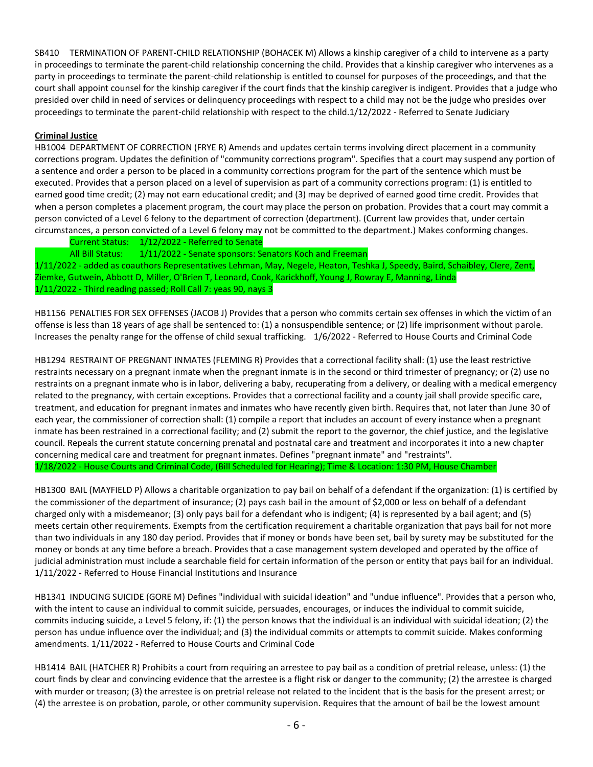SB410 TERMINATION OF PARENT-CHILD RELATIONSHIP (BOHACEK M) Allows a kinship caregiver of a child to intervene as a party in proceedings to terminate the parent-child relationship concerning the child. Provides that a kinship caregiver who intervenes as a party in proceedings to terminate the parent-child relationship is entitled to counsel for purposes of the proceedings, and that the court shall appoint counsel for the kinship caregiver if the court finds that the kinship caregiver is indigent. Provides that a judge who presided over child in need of services or delinquency proceedings with respect to a child may not be the judge who presides over proceedings to terminate the parent-child relationship with respect to the child.1/12/2022 - Referred to Senate Judiciary

**Criminal Justice**

HB1004 DEPARTMENT OF CORRECTION (FRYE R) Amends and updates certain terms involving direct placement in a community corrections program. Updates the definition of "community corrections program". Specifies that a court may suspend any portion of a sentence and order a person to be placed in a community corrections program for the part of the sentence which must be executed. Provides that a person placed on a level of supervision as part of a community corrections program: (1) is entitled to earned good time credit; (2) may not earn educational credit; and (3) may be deprived of earned good time credit. Provides that when a person completes a placement program, the court may place the person on probation. Provides that a court may commit a person convicted of a Level 6 felony to the department of correction (department). (Current law provides that, under certain circumstances, a person convicted of a Level 6 felony may not be committed to the department.) Makes conforming changes.

Current Status: 1/12/2022 - Referred to Senate

All Bill Status: 1/11/2022 - Senate sponsors: Senators Koch and Freeman

1/11/2022 - added as coauthors Representatives Lehman, May, Negele, Heaton, Teshka J, Speedy, Baird, Schaibley, Clere, Zent, Ziemke, Gutwein, Abbott D, Miller, O'Brien T, Leonard, Cook, Karickhoff, Young J, Rowray E, Manning, Linda

1/11/2022 - Third reading passed; Roll Call 7: yeas 90, nays 3

HB1156 PENALTIES FOR SEX OFFENSES (JACOB J) Provides that a person who commits certain sex offenses in which the victim of an offense is less than 18 years of age shall be sentenced to: (1) a nonsuspendible sentence; or (2) life imprisonment without parole. Increases the penalty range for the offense of child sexual trafficking. 1/6/2022 - Referred to House Courts and Criminal Code

HB1294 RESTRAINT OF PREGNANT INMATES (FLEMING R) Provides that a correctional facility shall: (1) use the least restrictive restraints necessary on a pregnant inmate when the pregnant inmate is in the second or third trimester of pregnancy; or (2) use no restraints on a pregnant inmate who is in labor, delivering a baby, recuperating from a delivery, or dealing with a medical emergency related to the pregnancy, with certain exceptions. Provides that a correctional facility and a county jail shall provide specific care, treatment, and education for pregnant inmates and inmates who have recently given birth. Requires that, not later than June 30 of each year, the commissioner of correction shall: (1) compile a report that includes an account of every instance when a pregnant inmate has been restrained in a correctional facility; and (2) submit the report to the governor, the chief justice, and the legislative council. Repeals the current statute concerning prenatal and postnatal care and treatment and incorporates it into a new chapter concerning medical care and treatment for pregnant inmates. Defines "pregnant inmate" and "restraints".

1/18/2022 - House Courts and Criminal Code, (Bill Scheduled for Hearing); Time & Location: 1:30 PM, House Chamber

HB1300 BAIL (MAYFIELD P) Allows a charitable organization to pay bail on behalf of a defendant if the organization: (1) is certified by the commissioner of the department of insurance; (2) pays cash bail in the amount of $2,000 or less on behalf of a defendant charged only with a misdemeanor; (3) only pays bail for a defendant who is indigent; (4) is represented by a bail agent; and (5) meets certain other requirements. Exempts from the certification requirement a charitable organization that pays bail for not more than two individuals in any 180 day period. Provides that if money or bonds have been set, bail by surety may be substituted for the money or bonds at any time before a breach. Provides that a case management system developed and operated by the office of judicial administration must include a searchable field for certain information of the person or entity that pays bail for an individual. 1/11/2022 - Referred to House Financial Institutions and Insurance

HB1341 INDUCING SUICIDE (GORE M) Defines "individual with suicidal ideation" and "undue influence". Provides that a person who, with the intent to cause an individual to commit suicide, persuades, encourages, or induces the individual to commit suicide, commits inducing suicide, a Level 5 felony, if: (1) the person knows that the individual is an individual with suicidal ideation; (2) the person has undue influence over the individual; and (3) the individual commits or attempts to commit suicide. Makes conforming amendments. 1/11/2022 - Referred to House Courts and Criminal Code

HB1414 BAIL (HATCHER R) Prohibits a court from requiring an arrestee to pay bail as a condition of pretrial release, unless: (1) the court finds by clear and convincing evidence that the arrestee is a flight risk or danger to the community; (2) the arrestee is charged with murder or treason; (3) the arrestee is on pretrial release not related to the incident that is the basis for the present arrest; or (4) the arrestee is on probation, parole, or other community supervision. Requires that the amount of bail be the lowest amount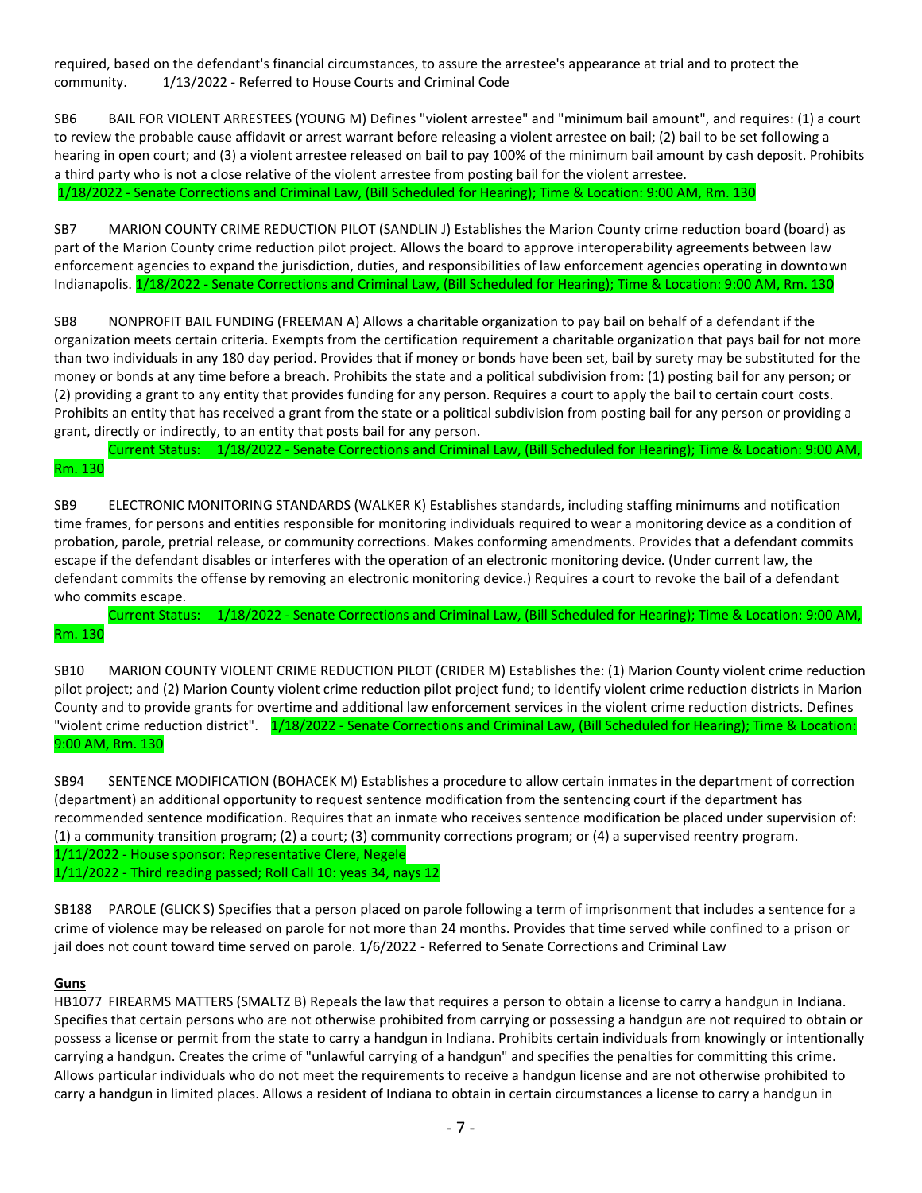required, based on the defendant's financial circumstances, to assure the arrestee's appearance at trial and to protect the community. 1/13/2022 - Referred to House Courts and Criminal Code

SB6 BAIL FOR VIOLENT ARRESTEES (YOUNG M) Defines "violent arrestee" and "minimum bail amount", and requires: (1) a court to review the probable cause affidavit or arrest warrant before releasing a violent arrestee on bail; (2) bail to be set following a hearing in open court; and (3) a violent arrestee released on bail to pay 100% of the minimum bail amount by cash deposit. Prohibits a third party who is not a close relative of the violent arrestee from posting bail for the violent arrestee.
1/18/2022 - Senate Corrections and Criminal Law, (Bill Scheduled for Hearing); Time & Location: 9:00 AM, Rm. 130

SB7 MARION COUNTY CRIME REDUCTION PILOT (SANDLIN J) Establishes the Marion County crime reduction board (board) as part of the Marion County crime reduction pilot project. Allows the board to approve interoperability agreements between law enforcement agencies to expand the jurisdiction, duties, and responsibilities of law enforcement agencies operating in downtown Indianapolis. 1/18/2022 - Senate Corrections and Criminal Law, (Bill Scheduled for Hearing); Time & Location: 9:00 AM, Rm. 130

SB8 NONPROFIT BAIL FUNDING (FREEMAN A) Allows a charitable organization to pay bail on behalf of a defendant if the organization meets certain criteria. Exempts from the certification requirement a charitable organization that pays bail for not more than two individuals in any 180 day period. Provides that if money or bonds have been set, bail by surety may be substituted for the money or bonds at any time before a breach. Prohibits the state and a political subdivision from: (1) posting bail for any person; or (2) providing a grant to any entity that provides funding for any person. Requires a court to apply the bail to certain court costs. Prohibits an entity that has received a grant from the state or a political subdivision from posting bail for any person or providing a grant, directly or indirectly, to an entity that posts bail for any person.
Current Status: 1/18/2022 - Senate Corrections and Criminal Law, (Bill Scheduled for Hearing); Time & Location: 9:00 AM, Rm. 130

SB9 ELECTRONIC MONITORING STANDARDS (WALKER K) Establishes standards, including staffing minimums and notification time frames, for persons and entities responsible for monitoring individuals required to wear a monitoring device as a condition of probation, parole, pretrial release, or community corrections. Makes conforming amendments. Provides that a defendant commits escape if the defendant disables or interferes with the operation of an electronic monitoring device. (Under current law, the defendant commits the offense by removing an electronic monitoring device.) Requires a court to revoke the bail of a defendant who commits escape.
Current Status: 1/18/2022 - Senate Corrections and Criminal Law, (Bill Scheduled for Hearing); Time & Location: 9:00 AM, Rm. 130

SB10 MARION COUNTY VIOLENT CRIME REDUCTION PILOT (CRIDER M) Establishes the: (1) Marion County violent crime reduction pilot project; and (2) Marion County violent crime reduction pilot project fund; to identify violent crime reduction districts in Marion County and to provide grants for overtime and additional law enforcement services in the violent crime reduction districts. Defines "violent crime reduction district". 1/18/2022 - Senate Corrections and Criminal Law, (Bill Scheduled for Hearing); Time & Location: 9:00 AM, Rm. 130

SB94 SENTENCE MODIFICATION (BOHACEK M) Establishes a procedure to allow certain inmates in the department of correction (department) an additional opportunity to request sentence modification from the sentencing court if the department has recommended sentence modification. Requires that an inmate who receives sentence modification be placed under supervision of: (1) a community transition program; (2) a court; (3) community corrections program; or (4) a supervised reentry program.
1/11/2022 - House sponsor: Representative Clere, Negele
1/11/2022 - Third reading passed; Roll Call 10: yeas 34, nays 12

SB188 PAROLE (GLICK S) Specifies that a person placed on parole following a term of imprisonment that includes a sentence for a crime of violence may be released on parole for not more than 24 months. Provides that time served while confined to a prison or jail does not count toward time served on parole. 1/6/2022 - Referred to Senate Corrections and Criminal Law

**Guns**

HB1077 FIREARMS MATTERS (SMALTZ B) Repeals the law that requires a person to obtain a license to carry a handgun in Indiana. Specifies that certain persons who are not otherwise prohibited from carrying or possessing a handgun are not required to obtain or possess a license or permit from the state to carry a handgun in Indiana. Prohibits certain individuals from knowingly or intentionally carrying a handgun. Creates the crime of "unlawful carrying of a handgun" and specifies the penalties for committing this crime. Allows particular individuals who do not meet the requirements to receive a handgun license and are not otherwise prohibited to carry a handgun in limited places. Allows a resident of Indiana to obtain in certain circumstances a license to carry a handgun in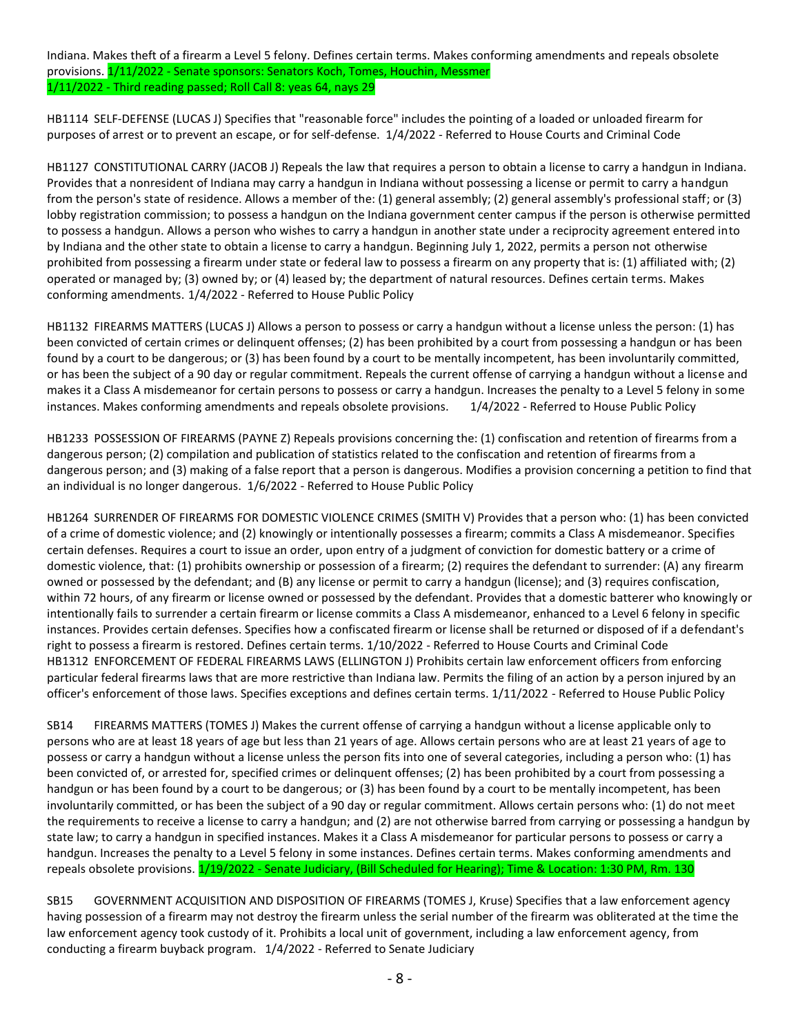Indiana. Makes theft of a firearm a Level 5 felony. Defines certain terms. Makes conforming amendments and repeals obsolete provisions. 1/11/2022 - Senate sponsors: Senators Koch, Tomes, Houchin, Messmer
1/11/2022 - Third reading passed; Roll Call 8: yeas 64, nays 29

HB1114 SELF-DEFENSE (LUCAS J) Specifies that "reasonable force" includes the pointing of a loaded or unloaded firearm for purposes of arrest or to prevent an escape, or for self-defense. 1/4/2022 - Referred to House Courts and Criminal Code

HB1127 CONSTITUTIONAL CARRY (JACOB J) Repeals the law that requires a person to obtain a license to carry a handgun in Indiana. Provides that a nonresident of Indiana may carry a handgun in Indiana without possessing a license or permit to carry a handgun from the person's state of residence. Allows a member of the: (1) general assembly; (2) general assembly's professional staff; or (3) lobby registration commission; to possess a handgun on the Indiana government center campus if the person is otherwise permitted to possess a handgun. Allows a person who wishes to carry a handgun in another state under a reciprocity agreement entered into by Indiana and the other state to obtain a license to carry a handgun. Beginning July 1, 2022, permits a person not otherwise prohibited from possessing a firearm under state or federal law to possess a firearm on any property that is: (1) affiliated with; (2) operated or managed by; (3) owned by; or (4) leased by; the department of natural resources. Defines certain terms. Makes conforming amendments. 1/4/2022 - Referred to House Public Policy

HB1132 FIREARMS MATTERS (LUCAS J) Allows a person to possess or carry a handgun without a license unless the person: (1) has been convicted of certain crimes or delinquent offenses; (2) has been prohibited by a court from possessing a handgun or has been found by a court to be dangerous; or (3) has been found by a court to be mentally incompetent, has been involuntarily committed, or has been the subject of a 90 day or regular commitment. Repeals the current offense of carrying a handgun without a license and makes it a Class A misdemeanor for certain persons to possess or carry a handgun. Increases the penalty to a Level 5 felony in some instances. Makes conforming amendments and repeals obsolete provisions. 1/4/2022 - Referred to House Public Policy

HB1233 POSSESSION OF FIREARMS (PAYNE Z) Repeals provisions concerning the: (1) confiscation and retention of firearms from a dangerous person; (2) compilation and publication of statistics related to the confiscation and retention of firearms from a dangerous person; and (3) making of a false report that a person is dangerous. Modifies a provision concerning a petition to find that an individual is no longer dangerous. 1/6/2022 - Referred to House Public Policy

HB1264 SURRENDER OF FIREARMS FOR DOMESTIC VIOLENCE CRIMES (SMITH V) Provides that a person who: (1) has been convicted of a crime of domestic violence; and (2) knowingly or intentionally possesses a firearm; commits a Class A misdemeanor. Specifies certain defenses. Requires a court to issue an order, upon entry of a judgment of conviction for domestic battery or a crime of domestic violence, that: (1) prohibits ownership or possession of a firearm; (2) requires the defendant to surrender: (A) any firearm owned or possessed by the defendant; and (B) any license or permit to carry a handgun (license); and (3) requires confiscation, within 72 hours, of any firearm or license owned or possessed by the defendant. Provides that a domestic batterer who knowingly or intentionally fails to surrender a certain firearm or license commits a Class A misdemeanor, enhanced to a Level 6 felony in specific instances. Provides certain defenses. Specifies how a confiscated firearm or license shall be returned or disposed of if a defendant's right to possess a firearm is restored. Defines certain terms. 1/10/2022 - Referred to House Courts and Criminal Code

HB1312 ENFORCEMENT OF FEDERAL FIREARMS LAWS (ELLINGTON J) Prohibits certain law enforcement officers from enforcing particular federal firearms laws that are more restrictive than Indiana law. Permits the filing of an action by a person injured by an officer's enforcement of those laws. Specifies exceptions and defines certain terms. 1/11/2022 - Referred to House Public Policy

SB14 FIREARMS MATTERS (TOMES J) Makes the current offense of carrying a handgun without a license applicable only to persons who are at least 18 years of age but less than 21 years of age. Allows certain persons who are at least 21 years of age to possess or carry a handgun without a license unless the person fits into one of several categories, including a person who: (1) has been convicted of, or arrested for, specified crimes or delinquent offenses; (2) has been prohibited by a court from possessing a handgun or has been found by a court to be dangerous; or (3) has been found by a court to be mentally incompetent, has been involuntarily committed, or has been the subject of a 90 day or regular commitment. Allows certain persons who: (1) do not meet the requirements to receive a license to carry a handgun; and (2) are not otherwise barred from carrying or possessing a handgun by state law; to carry a handgun in specified instances. Makes it a Class A misdemeanor for particular persons to possess or carry a handgun. Increases the penalty to a Level 5 felony in some instances. Defines certain terms. Makes conforming amendments and repeals obsolete provisions. 1/19/2022 - Senate Judiciary, (Bill Scheduled for Hearing); Time & Location: 1:30 PM, Rm. 130

SB15 GOVERNMENT ACQUISITION AND DISPOSITION OF FIREARMS (TOMES J, Kruse) Specifies that a law enforcement agency having possession of a firearm may not destroy the firearm unless the serial number of the firearm was obliterated at the time the law enforcement agency took custody of it. Prohibits a local unit of government, including a law enforcement agency, from conducting a firearm buyback program. 1/4/2022 - Referred to Senate Judiciary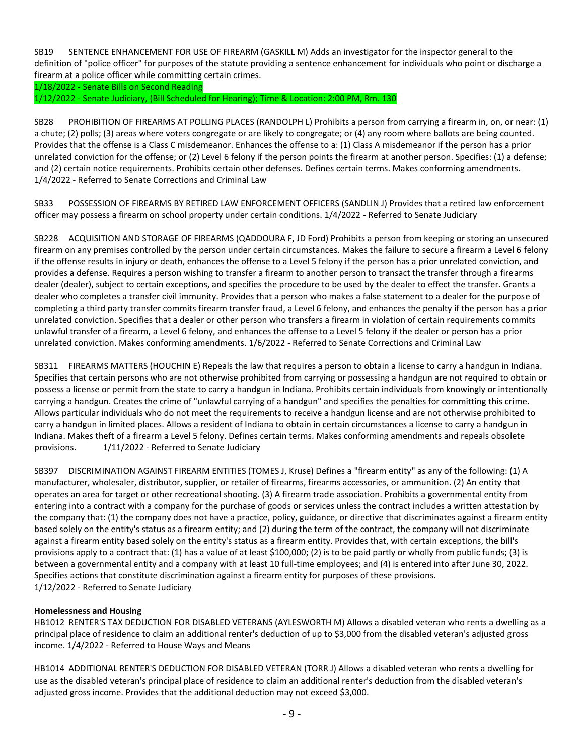SB19 SENTENCE ENHANCEMENT FOR USE OF FIREARM (GASKILL M) Adds an investigator for the inspector general to the definition of "police officer" for purposes of the statute providing a sentence enhancement for individuals who point or discharge a firearm at a police officer while committing certain crimes.
1/18/2022 - Senate Bills on Second Reading
1/12/2022 - Senate Judiciary, (Bill Scheduled for Hearing); Time & Location: 2:00 PM, Rm. 130

SB28 PROHIBITION OF FIREARMS AT POLLING PLACES (RANDOLPH L) Prohibits a person from carrying a firearm in, on, or near: (1) a chute; (2) polls; (3) areas where voters congregate or are likely to congregate; or (4) any room where ballots are being counted. Provides that the offense is a Class C misdemeanor. Enhances the offense to a: (1) Class A misdemeanor if the person has a prior unrelated conviction for the offense; or (2) Level 6 felony if the person points the firearm at another person. Specifies: (1) a defense; and (2) certain notice requirements. Prohibits certain other defenses. Defines certain terms. Makes conforming amendments. 1/4/2022 - Referred to Senate Corrections and Criminal Law

SB33 POSSESSION OF FIREARMS BY RETIRED LAW ENFORCEMENT OFFICERS (SANDLIN J) Provides that a retired law enforcement officer may possess a firearm on school property under certain conditions. 1/4/2022 - Referred to Senate Judiciary

SB228 ACQUISITION AND STORAGE OF FIREARMS (QADDOURA F, JD Ford) Prohibits a person from keeping or storing an unsecured firearm on any premises controlled by the person under certain circumstances. Makes the failure to secure a firearm a Level 6 felony if the offense results in injury or death, enhances the offense to a Level 5 felony if the person has a prior unrelated conviction, and provides a defense. Requires a person wishing to transfer a firearm to another person to transact the transfer through a firearms dealer (dealer), subject to certain exceptions, and specifies the procedure to be used by the dealer to effect the transfer. Grants a dealer who completes a transfer civil immunity. Provides that a person who makes a false statement to a dealer for the purpose of completing a third party transfer commits firearm transfer fraud, a Level 6 felony, and enhances the penalty if the person has a prior unrelated conviction. Specifies that a dealer or other person who transfers a firearm in violation of certain requirements commits unlawful transfer of a firearm, a Level 6 felony, and enhances the offense to a Level 5 felony if the dealer or person has a prior unrelated conviction. Makes conforming amendments. 1/6/2022 - Referred to Senate Corrections and Criminal Law

SB311 FIREARMS MATTERS (HOUCHIN E) Repeals the law that requires a person to obtain a license to carry a handgun in Indiana. Specifies that certain persons who are not otherwise prohibited from carrying or possessing a handgun are not required to obtain or possess a license or permit from the state to carry a handgun in Indiana. Prohibits certain individuals from knowingly or intentionally carrying a handgun. Creates the crime of "unlawful carrying of a handgun" and specifies the penalties for committing this crime. Allows particular individuals who do not meet the requirements to receive a handgun license and are not otherwise prohibited to carry a handgun in limited places. Allows a resident of Indiana to obtain in certain circumstances a license to carry a handgun in Indiana. Makes theft of a firearm a Level 5 felony. Defines certain terms. Makes conforming amendments and repeals obsolete provisions. 1/11/2022 - Referred to Senate Judiciary

SB397 DISCRIMINATION AGAINST FIREARM ENTITIES (TOMES J, Kruse) Defines a "firearm entity" as any of the following: (1) A manufacturer, wholesaler, distributor, supplier, or retailer of firearms, firearms accessories, or ammunition. (2) An entity that operates an area for target or other recreational shooting. (3) A firearm trade association. Prohibits a governmental entity from entering into a contract with a company for the purchase of goods or services unless the contract includes a written attestation by the company that: (1) the company does not have a practice, policy, guidance, or directive that discriminates against a firearm entity based solely on the entity's status as a firearm entity; and (2) during the term of the contract, the company will not discriminate against a firearm entity based solely on the entity's status as a firearm entity. Provides that, with certain exceptions, the bill's provisions apply to a contract that: (1) has a value of at least $100,000; (2) is to be paid partly or wholly from public funds; (3) is between a governmental entity and a company with at least 10 full-time employees; and (4) is entered into after June 30, 2022. Specifies actions that constitute discrimination against a firearm entity for purposes of these provisions.
1/12/2022 - Referred to Senate Judiciary

**Homelessness and Housing**

HB1012 RENTER'S TAX DEDUCTION FOR DISABLED VETERANS (AYLESWORTH M) Allows a disabled veteran who rents a dwelling as a principal place of residence to claim an additional renter's deduction of up to $3,000 from the disabled veteran's adjusted gross income. 1/4/2022 - Referred to House Ways and Means

HB1014 ADDITIONAL RENTER'S DEDUCTION FOR DISABLED VETERAN (TORR J) Allows a disabled veteran who rents a dwelling for use as the disabled veteran's principal place of residence to claim an additional renter's deduction from the disabled veteran's adjusted gross income. Provides that the additional deduction may not exceed $3,000.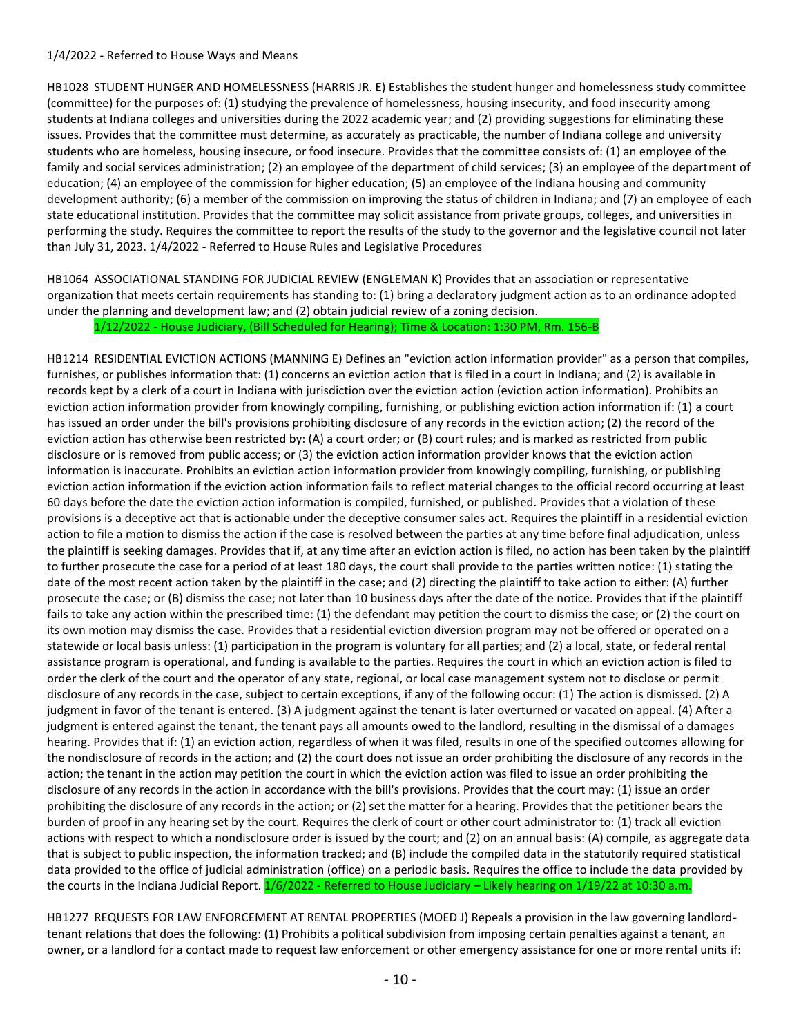1/4/2022 - Referred to House Ways and Means

HB1028 STUDENT HUNGER AND HOMELESSNESS (HARRIS JR. E) Establishes the student hunger and homelessness study committee (committee) for the purposes of: (1) studying the prevalence of homelessness, housing insecurity, and food insecurity among students at Indiana colleges and universities during the 2022 academic year; and (2) providing suggestions for eliminating these issues. Provides that the committee must determine, as accurately as practicable, the number of Indiana college and university students who are homeless, housing insecure, or food insecure. Provides that the committee consists of: (1) an employee of the family and social services administration; (2) an employee of the department of child services; (3) an employee of the department of education; (4) an employee of the commission for higher education; (5) an employee of the Indiana housing and community development authority; (6) a member of the commission on improving the status of children in Indiana; and (7) an employee of each state educational institution. Provides that the committee may solicit assistance from private groups, colleges, and universities in performing the study. Requires the committee to report the results of the study to the governor and the legislative council not later than July 31, 2023. 1/4/2022 - Referred to House Rules and Legislative Procedures

HB1064 ASSOCIATIONAL STANDING FOR JUDICIAL REVIEW (ENGLEMAN K) Provides that an association or representative organization that meets certain requirements has standing to: (1) bring a declaratory judgment action as to an ordinance adopted under the planning and development law; and (2) obtain judicial review of a zoning decision.
1/12/2022 - House Judiciary, (Bill Scheduled for Hearing); Time & Location: 1:30 PM, Rm. 156-B

HB1214 RESIDENTIAL EVICTION ACTIONS (MANNING E) Defines an "eviction action information provider" as a person that compiles, furnishes, or publishes information that: (1) concerns an eviction action that is filed in a court in Indiana; and (2) is available in records kept by a clerk of a court in Indiana with jurisdiction over the eviction action (eviction action information). Prohibits an eviction action information provider from knowingly compiling, furnishing, or publishing eviction action information if: (1) a court has issued an order under the bill's provisions prohibiting disclosure of any records in the eviction action; (2) the record of the eviction action has otherwise been restricted by: (A) a court order; or (B) court rules; and is marked as restricted from public disclosure or is removed from public access; or (3) the eviction action information provider knows that the eviction action information is inaccurate. Prohibits an eviction action information provider from knowingly compiling, furnishing, or publishing eviction action information if the eviction action information fails to reflect material changes to the official record occurring at least 60 days before the date the eviction action information is compiled, furnished, or published. Provides that a violation of these provisions is a deceptive act that is actionable under the deceptive consumer sales act. Requires the plaintiff in a residential eviction action to file a motion to dismiss the action if the case is resolved between the parties at any time before final adjudication, unless the plaintiff is seeking damages. Provides that if, at any time after an eviction action is filed, no action has been taken by the plaintiff to further prosecute the case for a period of at least 180 days, the court shall provide to the parties written notice: (1) stating the date of the most recent action taken by the plaintiff in the case; and (2) directing the plaintiff to take action to either: (A) further prosecute the case; or (B) dismiss the case; not later than 10 business days after the date of the notice. Provides that if the plaintiff fails to take any action within the prescribed time: (1) the defendant may petition the court to dismiss the case; or (2) the court on its own motion may dismiss the case. Provides that a residential eviction diversion program may not be offered or operated on a statewide or local basis unless: (1) participation in the program is voluntary for all parties; and (2) a local, state, or federal rental assistance program is operational, and funding is available to the parties. Requires the court in which an eviction action is filed to order the clerk of the court and the operator of any state, regional, or local case management system not to disclose or permit disclosure of any records in the case, subject to certain exceptions, if any of the following occur: (1) The action is dismissed. (2) A judgment in favor of the tenant is entered. (3) A judgment against the tenant is later overturned or vacated on appeal. (4) After a judgment is entered against the tenant, the tenant pays all amounts owed to the landlord, resulting in the dismissal of a damages hearing. Provides that if: (1) an eviction action, regardless of when it was filed, results in one of the specified outcomes allowing for the nondisclosure of records in the action; and (2) the court does not issue an order prohibiting the disclosure of any records in the action; the tenant in the action may petition the court in which the eviction action was filed to issue an order prohibiting the disclosure of any records in the action in accordance with the bill's provisions. Provides that the court may: (1) issue an order prohibiting the disclosure of any records in the action; or (2) set the matter for a hearing. Provides that the petitioner bears the burden of proof in any hearing set by the court. Requires the clerk of court or other court administrator to: (1) track all eviction actions with respect to which a nondisclosure order is issued by the court; and (2) on an annual basis: (A) compile, as aggregate data that is subject to public inspection, the information tracked; and (B) include the compiled data in the statutorily required statistical data provided to the office of judicial administration (office) on a periodic basis. Requires the office to include the data provided by the courts in the Indiana Judicial Report. 1/6/2022 - Referred to House Judiciary – Likely hearing on 1/19/22 at 10:30 a.m.

HB1277 REQUESTS FOR LAW ENFORCEMENT AT RENTAL PROPERTIES (MOED J) Repeals a provision in the law governing landlord-tenant relations that does the following: (1) Prohibits a political subdivision from imposing certain penalties against a tenant, an owner, or a landlord for a contact made to request law enforcement or other emergency assistance for one or more rental units if: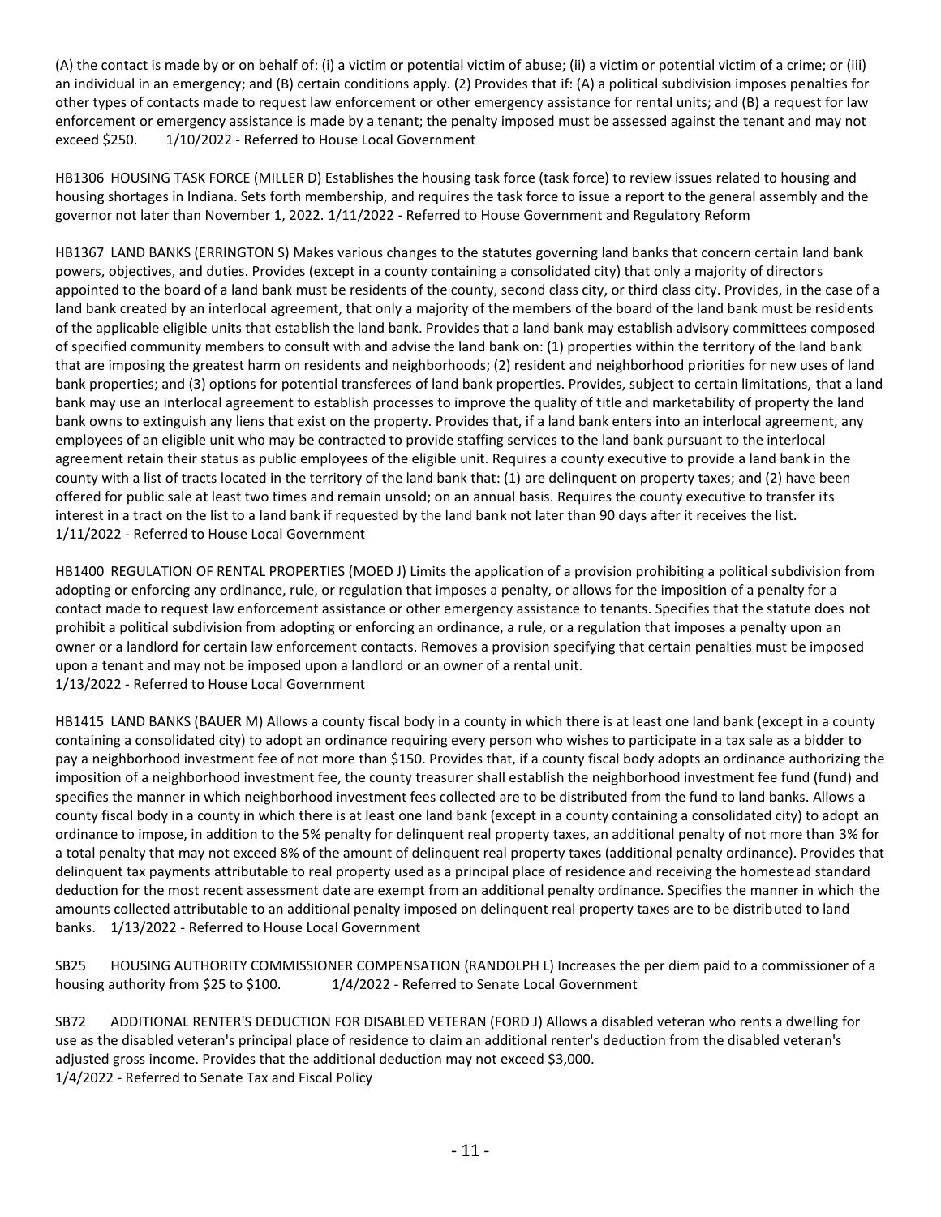(A) the contact is made by or on behalf of: (i) a victim or potential victim of abuse; (ii) a victim or potential victim of a crime; or (iii) an individual in an emergency; and (B) certain conditions apply. (2) Provides that if: (A) a political subdivision imposes penalties for other types of contacts made to request law enforcement or other emergency assistance for rental units; and (B) a request for law enforcement or emergency assistance is made by a tenant; the penalty imposed must be assessed against the tenant and may not exceed $250. 1/10/2022 - Referred to House Local Government

HB1306 HOUSING TASK FORCE (MILLER D) Establishes the housing task force (task force) to review issues related to housing and housing shortages in Indiana. Sets forth membership, and requires the task force to issue a report to the general assembly and the governor not later than November 1, 2022. 1/11/2022 - Referred to House Government and Regulatory Reform

HB1367 LAND BANKS (ERRINGTON S) Makes various changes to the statutes governing land banks that concern certain land bank powers, objectives, and duties. Provides (except in a county containing a consolidated city) that only a majority of directors appointed to the board of a land bank must be residents of the county, second class city, or third class city. Provides, in the case of a land bank created by an interlocal agreement, that only a majority of the members of the board of the land bank must be residents of the applicable eligible units that establish the land bank. Provides that a land bank may establish advisory committees composed of specified community members to consult with and advise the land bank on: (1) properties within the territory of the land bank that are imposing the greatest harm on residents and neighborhoods; (2) resident and neighborhood priorities for new uses of land bank properties; and (3) options for potential transferees of land bank properties. Provides, subject to certain limitations, that a land bank may use an interlocal agreement to establish processes to improve the quality of title and marketability of property the land bank owns to extinguish any liens that exist on the property. Provides that, if a land bank enters into an interlocal agreement, any employees of an eligible unit who may be contracted to provide staffing services to the land bank pursuant to the interlocal agreement retain their status as public employees of the eligible unit. Requires a county executive to provide a land bank in the county with a list of tracts located in the territory of the land bank that: (1) are delinquent on property taxes; and (2) have been offered for public sale at least two times and remain unsold; on an annual basis. Requires the county executive to transfer its interest in a tract on the list to a land bank if requested by the land bank not later than 90 days after it receives the list.
1/11/2022 - Referred to House Local Government

HB1400 REGULATION OF RENTAL PROPERTIES (MOED J) Limits the application of a provision prohibiting a political subdivision from adopting or enforcing any ordinance, rule, or regulation that imposes a penalty, or allows for the imposition of a penalty for a contact made to request law enforcement assistance or other emergency assistance to tenants. Specifies that the statute does not prohibit a political subdivision from adopting or enforcing an ordinance, a rule, or a regulation that imposes a penalty upon an owner or a landlord for certain law enforcement contacts. Removes a provision specifying that certain penalties must be imposed upon a tenant and may not be imposed upon a landlord or an owner of a rental unit.
1/13/2022 - Referred to House Local Government

HB1415 LAND BANKS (BAUER M) Allows a county fiscal body in a county in which there is at least one land bank (except in a county containing a consolidated city) to adopt an ordinance requiring every person who wishes to participate in a tax sale as a bidder to pay a neighborhood investment fee of not more than $150. Provides that, if a county fiscal body adopts an ordinance authorizing the imposition of a neighborhood investment fee, the county treasurer shall establish the neighborhood investment fee fund (fund) and specifies the manner in which neighborhood investment fees collected are to be distributed from the fund to land banks. Allows a county fiscal body in a county in which there is at least one land bank (except in a county containing a consolidated city) to adopt an ordinance to impose, in addition to the 5% penalty for delinquent real property taxes, an additional penalty of not more than 3% for a total penalty that may not exceed 8% of the amount of delinquent real property taxes (additional penalty ordinance). Provides that delinquent tax payments attributable to real property used as a principal place of residence and receiving the homestead standard deduction for the most recent assessment date are exempt from an additional penalty ordinance. Specifies the manner in which the amounts collected attributable to an additional penalty imposed on delinquent real property taxes are to be distributed to land banks. 1/13/2022 - Referred to House Local Government

SB25 HOUSING AUTHORITY COMMISSIONER COMPENSATION (RANDOLPH L) Increases the per diem paid to a commissioner of a housing authority from $25 to $100. 1/4/2022 - Referred to Senate Local Government

SB72 ADDITIONAL RENTER'S DEDUCTION FOR DISABLED VETERAN (FORD J) Allows a disabled veteran who rents a dwelling for use as the disabled veteran's principal place of residence to claim an additional renter's deduction from the disabled veteran's adjusted gross income. Provides that the additional deduction may not exceed $3,000.
1/4/2022 - Referred to Senate Tax and Fiscal Policy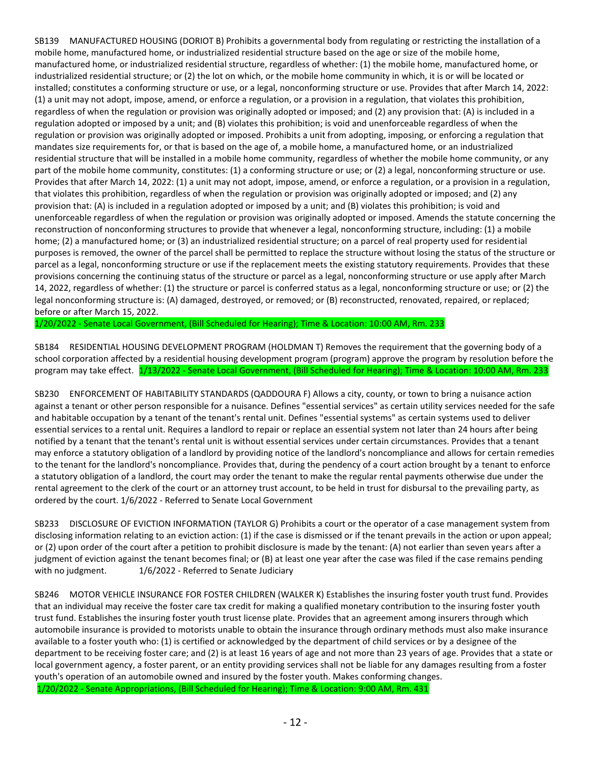SB139 MANUFACTURED HOUSING (DORIOT B) Prohibits a governmental body from regulating or restricting the installation of a mobile home, manufactured home, or industrialized residential structure based on the age or size of the mobile home, manufactured home, or industrialized residential structure, regardless of whether: (1) the mobile home, manufactured home, or industrialized residential structure; or (2) the lot on which, or the mobile home community in which, it is or will be located or installed; constitutes a conforming structure or use, or a legal, nonconforming structure or use. Provides that after March 14, 2022: (1) a unit may not adopt, impose, amend, or enforce a regulation, or a provision in a regulation, that violates this prohibition, regardless of when the regulation or provision was originally adopted or imposed; and (2) any provision that: (A) is included in a regulation adopted or imposed by a unit; and (B) violates this prohibition; is void and unenforceable regardless of when the regulation or provision was originally adopted or imposed. Prohibits a unit from adopting, imposing, or enforcing a regulation that mandates size requirements for, or that is based on the age of, a mobile home, a manufactured home, or an industrialized residential structure that will be installed in a mobile home community, regardless of whether the mobile home community, or any part of the mobile home community, constitutes: (1) a conforming structure or use; or (2) a legal, nonconforming structure or use. Provides that after March 14, 2022: (1) a unit may not adopt, impose, amend, or enforce a regulation, or a provision in a regulation, that violates this prohibition, regardless of when the regulation or provision was originally adopted or imposed; and (2) any provision that: (A) is included in a regulation adopted or imposed by a unit; and (B) violates this prohibition; is void and unenforceable regardless of when the regulation or provision was originally adopted or imposed. Amends the statute concerning the reconstruction of nonconforming structures to provide that whenever a legal, nonconforming structure, including: (1) a mobile home; (2) a manufactured home; or (3) an industrialized residential structure; on a parcel of real property used for residential purposes is removed, the owner of the parcel shall be permitted to replace the structure without losing the status of the structure or parcel as a legal, nonconforming structure or use if the replacement meets the existing statutory requirements. Provides that these provisions concerning the continuing status of the structure or parcel as a legal, nonconforming structure or use apply after March 14, 2022, regardless of whether: (1) the structure or parcel is conferred status as a legal, nonconforming structure or use; or (2) the legal nonconforming structure is: (A) damaged, destroyed, or removed; or (B) reconstructed, renovated, repaired, or replaced; before or after March 15, 2022.
1/20/2022 - Senate Local Government, (Bill Scheduled for Hearing); Time & Location: 10:00 AM, Rm. 233

SB184 RESIDENTIAL HOUSING DEVELOPMENT PROGRAM (HOLDMAN T) Removes the requirement that the governing body of a school corporation affected by a residential housing development program (program) approve the program by resolution before the program may take effect. 1/13/2022 - Senate Local Government, (Bill Scheduled for Hearing); Time & Location: 10:00 AM, Rm. 233

SB230 ENFORCEMENT OF HABITABILITY STANDARDS (QADDOURA F) Allows a city, county, or town to bring a nuisance action against a tenant or other person responsible for a nuisance. Defines "essential services" as certain utility services needed for the safe and habitable occupation by a tenant of the tenant's rental unit. Defines "essential systems" as certain systems used to deliver essential services to a rental unit. Requires a landlord to repair or replace an essential system not later than 24 hours after being notified by a tenant that the tenant's rental unit is without essential services under certain circumstances. Provides that a tenant may enforce a statutory obligation of a landlord by providing notice of the landlord's noncompliance and allows for certain remedies to the tenant for the landlord's noncompliance. Provides that, during the pendency of a court action brought by a tenant to enforce a statutory obligation of a landlord, the court may order the tenant to make the regular rental payments otherwise due under the rental agreement to the clerk of the court or an attorney trust account, to be held in trust for disbursal to the prevailing party, as ordered by the court. 1/6/2022 - Referred to Senate Local Government

SB233 DISCLOSURE OF EVICTION INFORMATION (TAYLOR G) Prohibits a court or the operator of a case management system from disclosing information relating to an eviction action: (1) if the case is dismissed or if the tenant prevails in the action or upon appeal; or (2) upon order of the court after a petition to prohibit disclosure is made by the tenant: (A) not earlier than seven years after a judgment of eviction against the tenant becomes final; or (B) at least one year after the case was filed if the case remains pending with no judgment. 1/6/2022 - Referred to Senate Judiciary

SB246 MOTOR VEHICLE INSURANCE FOR FOSTER CHILDREN (WALKER K) Establishes the insuring foster youth trust fund. Provides that an individual may receive the foster care tax credit for making a qualified monetary contribution to the insuring foster youth trust fund. Establishes the insuring foster youth trust license plate. Provides that an agreement among insurers through which automobile insurance is provided to motorists unable to obtain the insurance through ordinary methods must also make insurance available to a foster youth who: (1) is certified or acknowledged by the department of child services or by a designee of the department to be receiving foster care; and (2) is at least 16 years of age and not more than 23 years of age. Provides that a state or local government agency, a foster parent, or an entity providing services shall not be liable for any damages resulting from a foster youth's operation of an automobile owned and insured by the foster youth. Makes conforming changes.
1/20/2022 - Senate Appropriations, (Bill Scheduled for Hearing); Time & Location: 9:00 AM, Rm. 431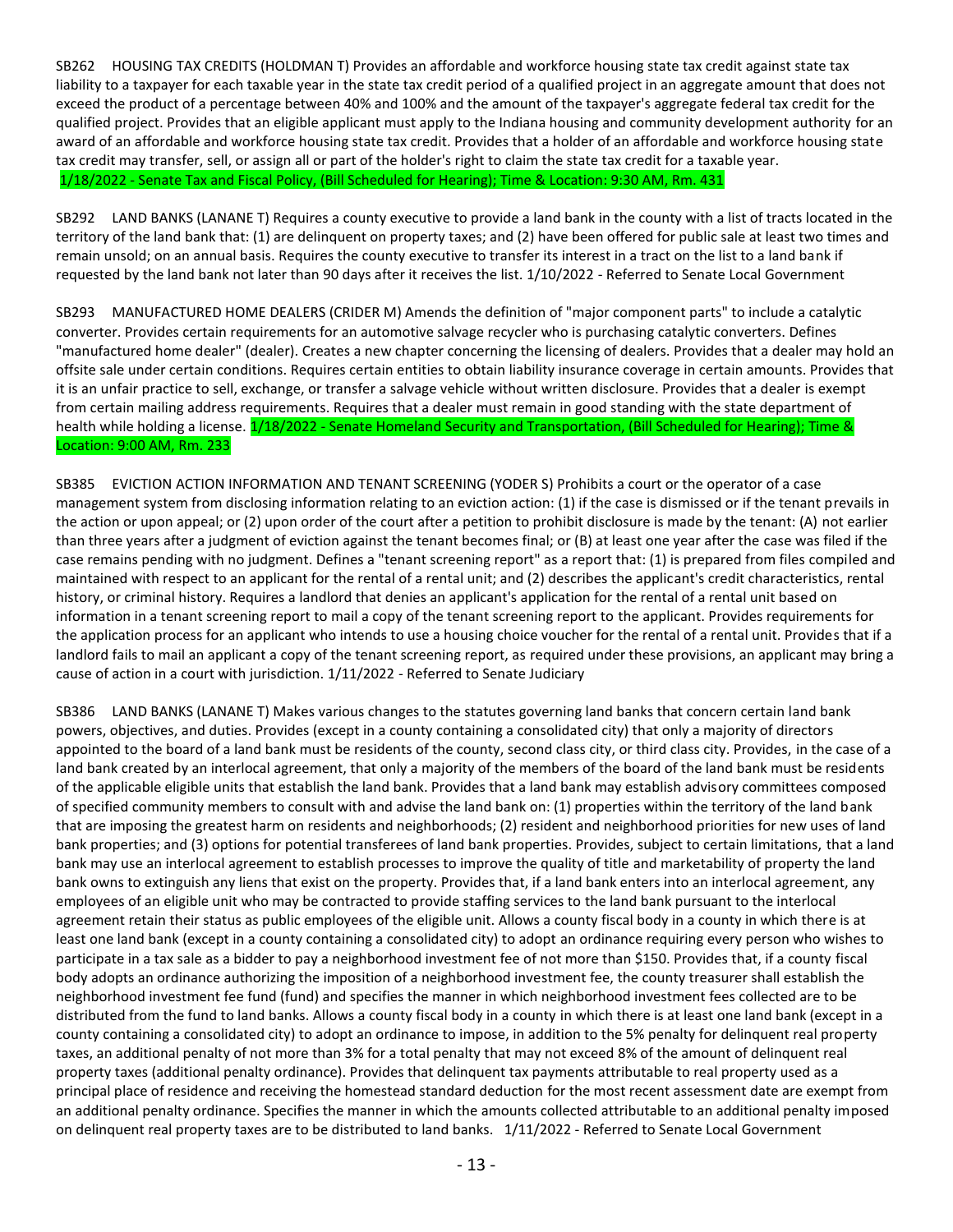SB262 HOUSING TAX CREDITS (HOLDMAN T) Provides an affordable and workforce housing state tax credit against state tax liability to a taxpayer for each taxable year in the state tax credit period of a qualified project in an aggregate amount that does not exceed the product of a percentage between 40% and 100% and the amount of the taxpayer's aggregate federal tax credit for the qualified project. Provides that an eligible applicant must apply to the Indiana housing and community development authority for an award of an affordable and workforce housing state tax credit. Provides that a holder of an affordable and workforce housing state tax credit may transfer, sell, or assign all or part of the holder's right to claim the state tax credit for a taxable year. 1/18/2022 - Senate Tax and Fiscal Policy, (Bill Scheduled for Hearing); Time & Location: 9:30 AM, Rm. 431

SB292 LAND BANKS (LANANE T) Requires a county executive to provide a land bank in the county with a list of tracts located in the territory of the land bank that: (1) are delinquent on property taxes; and (2) have been offered for public sale at least two times and remain unsold; on an annual basis. Requires the county executive to transfer its interest in a tract on the list to a land bank if requested by the land bank not later than 90 days after it receives the list. 1/10/2022 - Referred to Senate Local Government

SB293 MANUFACTURED HOME DEALERS (CRIDER M) Amends the definition of "major component parts" to include a catalytic converter. Provides certain requirements for an automotive salvage recycler who is purchasing catalytic converters. Defines "manufactured home dealer" (dealer). Creates a new chapter concerning the licensing of dealers. Provides that a dealer may hold an offsite sale under certain conditions. Requires certain entities to obtain liability insurance coverage in certain amounts. Provides that it is an unfair practice to sell, exchange, or transfer a salvage vehicle without written disclosure. Provides that a dealer is exempt from certain mailing address requirements. Requires that a dealer must remain in good standing with the state department of health while holding a license. 1/18/2022 - Senate Homeland Security and Transportation, (Bill Scheduled for Hearing); Time & Location: 9:00 AM, Rm. 233

SB385 EVICTION ACTION INFORMATION AND TENANT SCREENING (YODER S) Prohibits a court or the operator of a case management system from disclosing information relating to an eviction action: (1) if the case is dismissed or if the tenant prevails in the action or upon appeal; or (2) upon order of the court after a petition to prohibit disclosure is made by the tenant: (A) not earlier than three years after a judgment of eviction against the tenant becomes final; or (B) at least one year after the case was filed if the case remains pending with no judgment. Defines a "tenant screening report" as a report that: (1) is prepared from files compiled and maintained with respect to an applicant for the rental of a rental unit; and (2) describes the applicant's credit characteristics, rental history, or criminal history. Requires a landlord that denies an applicant's application for the rental of a rental unit based on information in a tenant screening report to mail a copy of the tenant screening report to the applicant. Provides requirements for the application process for an applicant who intends to use a housing choice voucher for the rental of a rental unit. Provides that if a landlord fails to mail an applicant a copy of the tenant screening report, as required under these provisions, an applicant may bring a cause of action in a court with jurisdiction. 1/11/2022 - Referred to Senate Judiciary

SB386 LAND BANKS (LANANE T) Makes various changes to the statutes governing land banks that concern certain land bank powers, objectives, and duties. Provides (except in a county containing a consolidated city) that only a majority of directors appointed to the board of a land bank must be residents of the county, second class city, or third class city. Provides, in the case of a land bank created by an interlocal agreement, that only a majority of the members of the board of the land bank must be residents of the applicable eligible units that establish the land bank. Provides that a land bank may establish advisory committees composed of specified community members to consult with and advise the land bank on: (1) properties within the territory of the land bank that are imposing the greatest harm on residents and neighborhoods; (2) resident and neighborhood priorities for new uses of land bank properties; and (3) options for potential transferees of land bank properties. Provides, subject to certain limitations, that a land bank may use an interlocal agreement to establish processes to improve the quality of title and marketability of property the land bank owns to extinguish any liens that exist on the property. Provides that, if a land bank enters into an interlocal agreement, any employees of an eligible unit who may be contracted to provide staffing services to the land bank pursuant to the interlocal agreement retain their status as public employees of the eligible unit. Allows a county fiscal body in a county in which there is at least one land bank (except in a county containing a consolidated city) to adopt an ordinance requiring every person who wishes to participate in a tax sale as a bidder to pay a neighborhood investment fee of not more than $150. Provides that, if a county fiscal body adopts an ordinance authorizing the imposition of a neighborhood investment fee, the county treasurer shall establish the neighborhood investment fee fund (fund) and specifies the manner in which neighborhood investment fees collected are to be distributed from the fund to land banks. Allows a county fiscal body in a county in which there is at least one land bank (except in a county containing a consolidated city) to adopt an ordinance to impose, in addition to the 5% penalty for delinquent real property taxes, an additional penalty of not more than 3% for a total penalty that may not exceed 8% of the amount of delinquent real property taxes (additional penalty ordinance). Provides that delinquent tax payments attributable to real property used as a principal place of residence and receiving the homestead standard deduction for the most recent assessment date are exempt from an additional penalty ordinance. Specifies the manner in which the amounts collected attributable to an additional penalty imposed on delinquent real property taxes are to be distributed to land banks. 1/11/2022 - Referred to Senate Local Government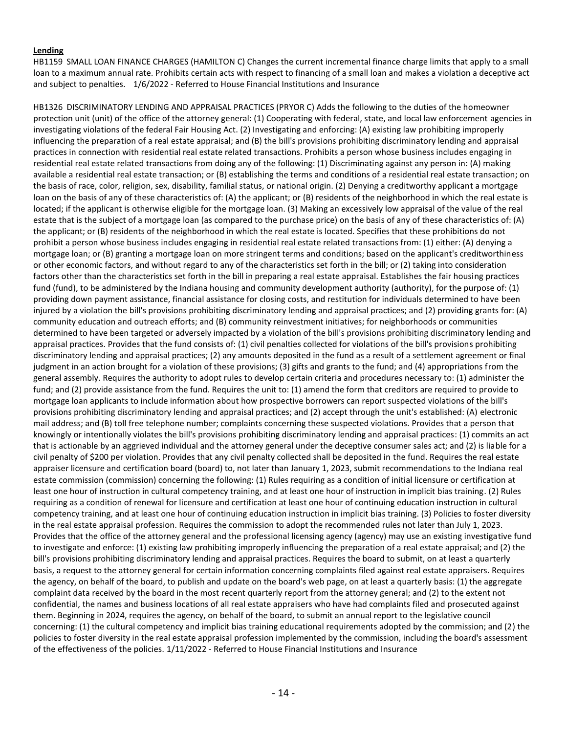**Lending**

HB1159 SMALL LOAN FINANCE CHARGES (HAMILTON C) Changes the current incremental finance charge limits that apply to a small loan to a maximum annual rate. Prohibits certain acts with respect to financing of a small loan and makes a violation a deceptive act and subject to penalties. 1/6/2022 - Referred to House Financial Institutions and Insurance

HB1326 DISCRIMINATORY LENDING AND APPRAISAL PRACTICES (PRYOR C) Adds the following to the duties of the homeowner protection unit (unit) of the office of the attorney general: (1) Cooperating with federal, state, and local law enforcement agencies in investigating violations of the federal Fair Housing Act. (2) Investigating and enforcing: (A) existing law prohibiting improperly influencing the preparation of a real estate appraisal; and (B) the bill's provisions prohibiting discriminatory lending and appraisal practices in connection with residential real estate related transactions. Prohibits a person whose business includes engaging in residential real estate related transactions from doing any of the following: (1) Discriminating against any person in: (A) making available a residential real estate transaction; or (B) establishing the terms and conditions of a residential real estate transaction; on the basis of race, color, religion, sex, disability, familial status, or national origin. (2) Denying a creditworthy applicant a mortgage loan on the basis of any of these characteristics of: (A) the applicant; or (B) residents of the neighborhood in which the real estate is located; if the applicant is otherwise eligible for the mortgage loan. (3) Making an excessively low appraisal of the value of the real estate that is the subject of a mortgage loan (as compared to the purchase price) on the basis of any of these characteristics of: (A) the applicant; or (B) residents of the neighborhood in which the real estate is located. Specifies that these prohibitions do not prohibit a person whose business includes engaging in residential real estate related transactions from: (1) either: (A) denying a mortgage loan; or (B) granting a mortgage loan on more stringent terms and conditions; based on the applicant's creditworthiness or other economic factors, and without regard to any of the characteristics set forth in the bill; or (2) taking into consideration factors other than the characteristics set forth in the bill in preparing a real estate appraisal. Establishes the fair housing practices fund (fund), to be administered by the Indiana housing and community development authority (authority), for the purpose of: (1) providing down payment assistance, financial assistance for closing costs, and restitution for individuals determined to have been injured by a violation the bill's provisions prohibiting discriminatory lending and appraisal practices; and (2) providing grants for: (A) community education and outreach efforts; and (B) community reinvestment initiatives; for neighborhoods or communities determined to have been targeted or adversely impacted by a violation of the bill's provisions prohibiting discriminatory lending and appraisal practices. Provides that the fund consists of: (1) civil penalties collected for violations of the bill's provisions prohibiting discriminatory lending and appraisal practices; (2) any amounts deposited in the fund as a result of a settlement agreement or final judgment in an action brought for a violation of these provisions; (3) gifts and grants to the fund; and (4) appropriations from the general assembly. Requires the authority to adopt rules to develop certain criteria and procedures necessary to: (1) administer the fund; and (2) provide assistance from the fund. Requires the unit to: (1) amend the form that creditors are required to provide to mortgage loan applicants to include information about how prospective borrowers can report suspected violations of the bill's provisions prohibiting discriminatory lending and appraisal practices; and (2) accept through the unit's established: (A) electronic mail address; and (B) toll free telephone number; complaints concerning these suspected violations. Provides that a person that knowingly or intentionally violates the bill's provisions prohibiting discriminatory lending and appraisal practices: (1) commits an act that is actionable by an aggrieved individual and the attorney general under the deceptive consumer sales act; and (2) is liable for a civil penalty of $200 per violation. Provides that any civil penalty collected shall be deposited in the fund. Requires the real estate appraiser licensure and certification board (board) to, not later than January 1, 2023, submit recommendations to the Indiana real estate commission (commission) concerning the following: (1) Rules requiring as a condition of initial licensure or certification at least one hour of instruction in cultural competency training, and at least one hour of instruction in implicit bias training. (2) Rules requiring as a condition of renewal for licensure and certification at least one hour of continuing education instruction in cultural competency training, and at least one hour of continuing education instruction in implicit bias training. (3) Policies to foster diversity in the real estate appraisal profession. Requires the commission to adopt the recommended rules not later than July 1, 2023. Provides that the office of the attorney general and the professional licensing agency (agency) may use an existing investigative fund to investigate and enforce: (1) existing law prohibiting improperly influencing the preparation of a real estate appraisal; and (2) the bill's provisions prohibiting discriminatory lending and appraisal practices. Requires the board to submit, on at least a quarterly basis, a request to the attorney general for certain information concerning complaints filed against real estate appraisers. Requires the agency, on behalf of the board, to publish and update on the board's web page, on at least a quarterly basis: (1) the aggregate complaint data received by the board in the most recent quarterly report from the attorney general; and (2) to the extent not confidential, the names and business locations of all real estate appraisers who have had complaints filed and prosecuted against them. Beginning in 2024, requires the agency, on behalf of the board, to submit an annual report to the legislative council concerning: (1) the cultural competency and implicit bias training educational requirements adopted by the commission; and (2) the policies to foster diversity in the real estate appraisal profession implemented by the commission, including the board's assessment of the effectiveness of the policies. 1/11/2022 - Referred to House Financial Institutions and Insurance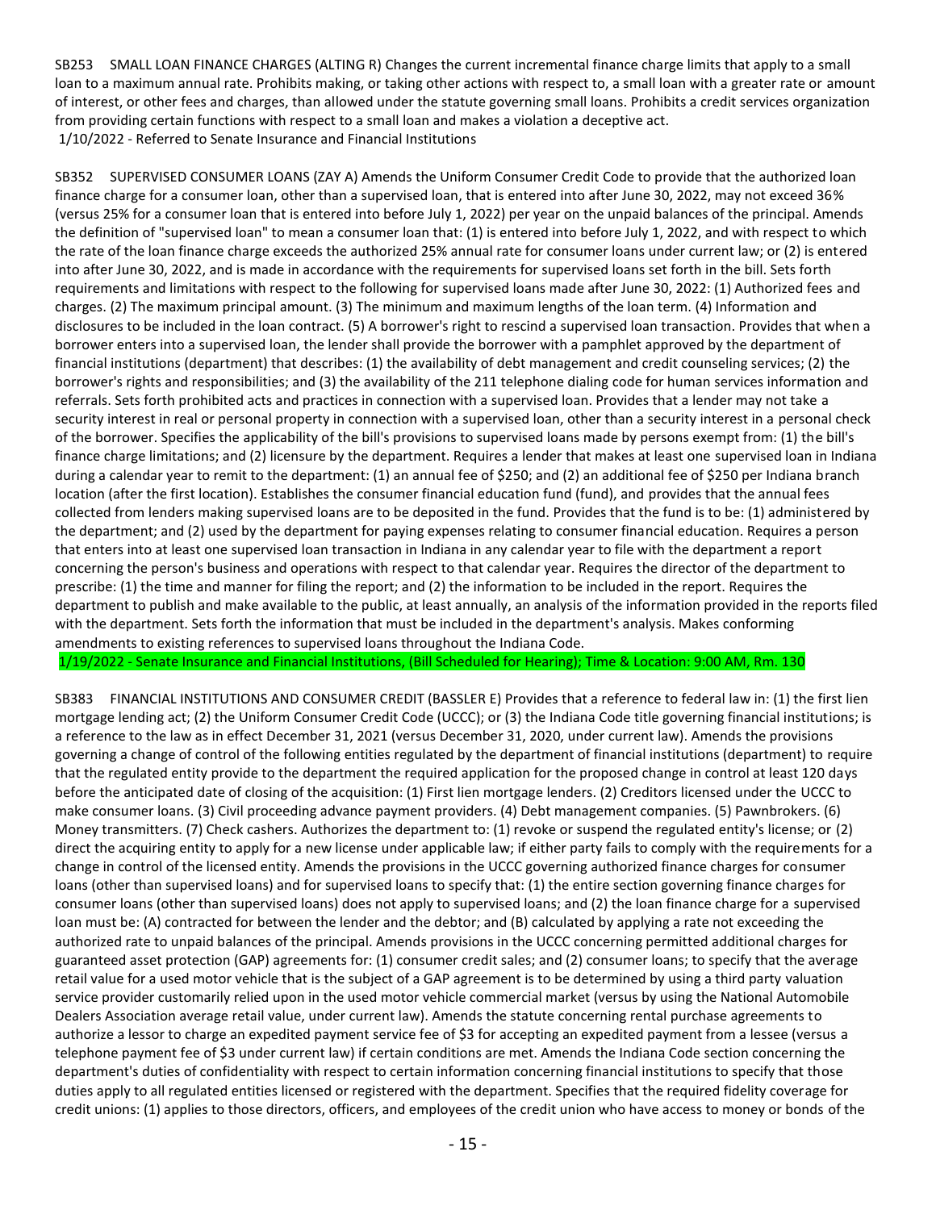SB253 SMALL LOAN FINANCE CHARGES (ALTING R) Changes the current incremental finance charge limits that apply to a small loan to a maximum annual rate. Prohibits making, or taking other actions with respect to, a small loan with a greater rate or amount of interest, or other fees and charges, than allowed under the statute governing small loans. Prohibits a credit services organization from providing certain functions with respect to a small loan and makes a violation a deceptive act.
1/10/2022 - Referred to Senate Insurance and Financial Institutions

SB352 SUPERVISED CONSUMER LOANS (ZAY A) Amends the Uniform Consumer Credit Code to provide that the authorized loan finance charge for a consumer loan, other than a supervised loan, that is entered into after June 30, 2022, may not exceed 36% (versus 25% for a consumer loan that is entered into before July 1, 2022) per year on the unpaid balances of the principal. Amends the definition of "supervised loan" to mean a consumer loan that: (1) is entered into before July 1, 2022, and with respect to which the rate of the loan finance charge exceeds the authorized 25% annual rate for consumer loans under current law; or (2) is entered into after June 30, 2022, and is made in accordance with the requirements for supervised loans set forth in the bill. Sets forth requirements and limitations with respect to the following for supervised loans made after June 30, 2022: (1) Authorized fees and charges. (2) The maximum principal amount. (3) The minimum and maximum lengths of the loan term. (4) Information and disclosures to be included in the loan contract. (5) A borrower's right to rescind a supervised loan transaction. Provides that when a borrower enters into a supervised loan, the lender shall provide the borrower with a pamphlet approved by the department of financial institutions (department) that describes: (1) the availability of debt management and credit counseling services; (2) the borrower's rights and responsibilities; and (3) the availability of the 211 telephone dialing code for human services information and referrals. Sets forth prohibited acts and practices in connection with a supervised loan. Provides that a lender may not take a security interest in real or personal property in connection with a supervised loan, other than a security interest in a personal check of the borrower. Specifies the applicability of the bill's provisions to supervised loans made by persons exempt from: (1) the bill's finance charge limitations; and (2) licensure by the department. Requires a lender that makes at least one supervised loan in Indiana during a calendar year to remit to the department: (1) an annual fee of $250; and (2) an additional fee of $250 per Indiana branch location (after the first location). Establishes the consumer financial education fund (fund), and provides that the annual fees collected from lenders making supervised loans are to be deposited in the fund. Provides that the fund is to be: (1) administered by the department; and (2) used by the department for paying expenses relating to consumer financial education. Requires a person that enters into at least one supervised loan transaction in Indiana in any calendar year to file with the department a report concerning the person's business and operations with respect to that calendar year. Requires the director of the department to prescribe: (1) the time and manner for filing the report; and (2) the information to be included in the report. Requires the department to publish and make available to the public, at least annually, an analysis of the information provided in the reports filed with the department. Sets forth the information that must be included in the department's analysis. Makes conforming amendments to existing references to supervised loans throughout the Indiana Code.
1/19/2022 - Senate Insurance and Financial Institutions, (Bill Scheduled for Hearing); Time & Location: 9:00 AM, Rm. 130

SB383 FINANCIAL INSTITUTIONS AND CONSUMER CREDIT (BASSLER E) Provides that a reference to federal law in: (1) the first lien mortgage lending act; (2) the Uniform Consumer Credit Code (UCCC); or (3) the Indiana Code title governing financial institutions; is a reference to the law as in effect December 31, 2021 (versus December 31, 2020, under current law). Amends the provisions governing a change of control of the following entities regulated by the department of financial institutions (department) to require that the regulated entity provide to the department the required application for the proposed change in control at least 120 days before the anticipated date of closing of the acquisition: (1) First lien mortgage lenders. (2) Creditors licensed under the UCCC to make consumer loans. (3) Civil proceeding advance payment providers. (4) Debt management companies. (5) Pawnbrokers. (6) Money transmitters. (7) Check cashers. Authorizes the department to: (1) revoke or suspend the regulated entity's license; or (2) direct the acquiring entity to apply for a new license under applicable law; if either party fails to comply with the requirements for a change in control of the licensed entity. Amends the provisions in the UCCC governing authorized finance charges for consumer loans (other than supervised loans) and for supervised loans to specify that: (1) the entire section governing finance charges for consumer loans (other than supervised loans) does not apply to supervised loans; and (2) the loan finance charge for a supervised loan must be: (A) contracted for between the lender and the debtor; and (B) calculated by applying a rate not exceeding the authorized rate to unpaid balances of the principal. Amends provisions in the UCCC concerning permitted additional charges for guaranteed asset protection (GAP) agreements for: (1) consumer credit sales; and (2) consumer loans; to specify that the average retail value for a used motor vehicle that is the subject of a GAP agreement is to be determined by using a third party valuation service provider customarily relied upon in the used motor vehicle commercial market (versus by using the National Automobile Dealers Association average retail value, under current law). Amends the statute concerning rental purchase agreements to authorize a lessor to charge an expedited payment service fee of $3 for accepting an expedited payment from a lessee (versus a telephone payment fee of $3 under current law) if certain conditions are met. Amends the Indiana Code section concerning the department's duties of confidentiality with respect to certain information concerning financial institutions to specify that those duties apply to all regulated entities licensed or registered with the department. Specifies that the required fidelity coverage for credit unions: (1) applies to those directors, officers, and employees of the credit union who have access to money or bonds of the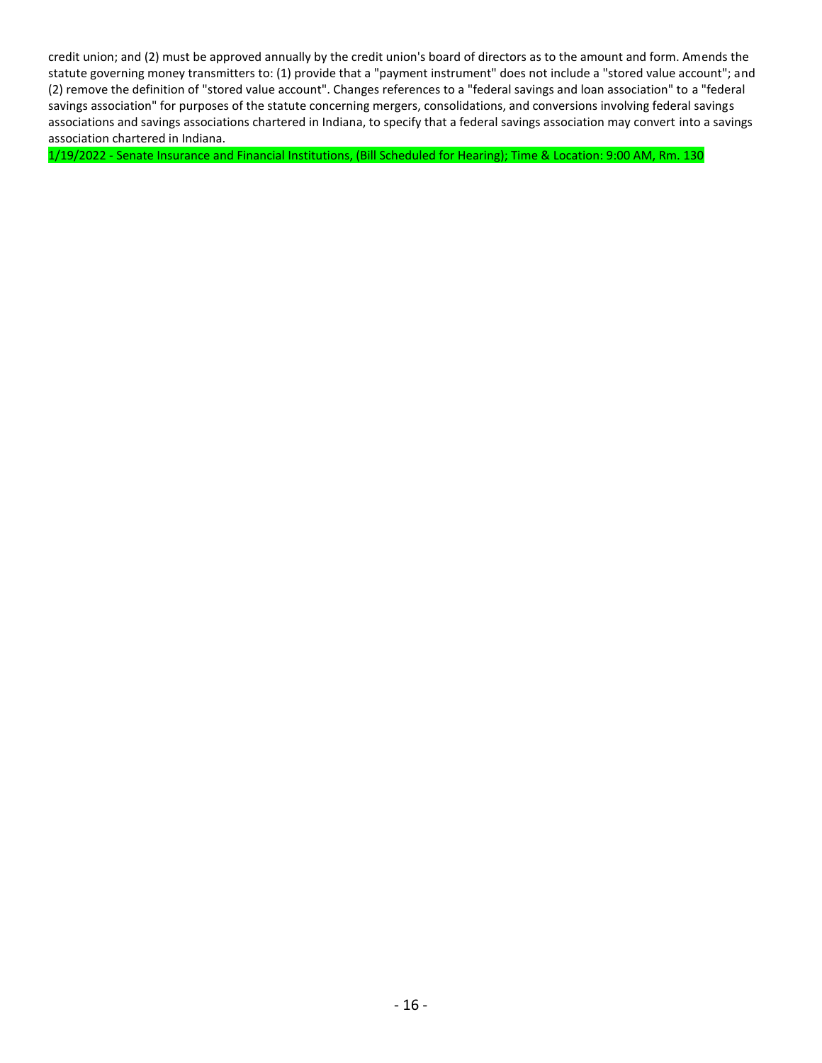credit union; and (2) must be approved annually by the credit union's board of directors as to the amount and form. Amends the statute governing money transmitters to: (1) provide that a "payment instrument" does not include a "stored value account"; and (2) remove the definition of "stored value account". Changes references to a "federal savings and loan association" to a "federal savings association" for purposes of the statute concerning mergers, consolidations, and conversions involving federal savings associations and savings associations chartered in Indiana, to specify that a federal savings association may convert into a savings association chartered in Indiana.

1/19/2022 - Senate Insurance and Financial Institutions, (Bill Scheduled for Hearing); Time & Location: 9:00 AM, Rm. 130